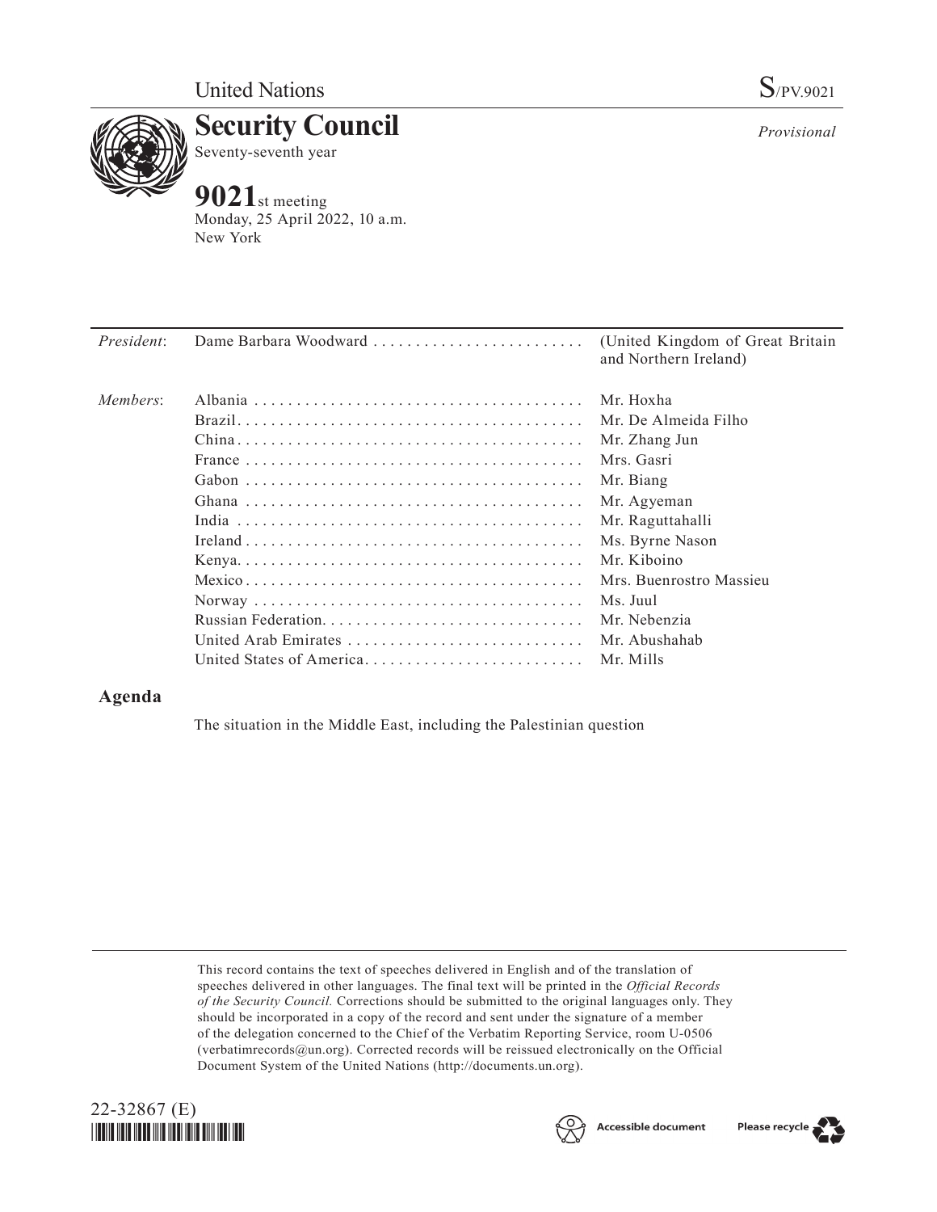United Nations

S/PV.9021

# Security Council

Seventy-seventh year

*Provisional*

## 9021st meeting

Monday, 25 April 2022, 10 a.m.
New York

| | | |
|---|---|---|
| *President*: | Dame Barbara Woodward | (United Kingdom of Great Britain and Northern Ireland) |
| *Members*: | Albania | Mr. Hoxha |
| | Brazil | Mr. De Almeida Filho |
| | China | Mr. Zhang Jun |
| | France | Mrs. Gasri |
| | Gabon | Mr. Biang |
| | Ghana | Mr. Agyeman |
| | India | Mr. Raguttahalli |
| | Ireland | Ms. Byrne Nason |
| | Kenya | Mr. Kiboino |
| | Mexico | Mrs. Buenrostro Massieu |
| | Norway | Ms. Juul |
| | Russian Federation | Mr. Nebenzia |
| | United Arab Emirates | Mr. Abushahab |
| | United States of America | Mr. Mills |

## Agenda

The situation in the Middle East, including the Palestinian question

This record contains the text of speeches delivered in English and of the translation of speeches delivered in other languages. The final text will be printed in the *Official Records of the Security Council.* Corrections should be submitted to the original languages only. They should be incorporated in a copy of the record and sent under the signature of a member of the delegation concerned to the Chief of the Verbatim Reporting Service, room U-0506 (verbatimrecords@un.org). Corrected records will be reissued electronically on the Official Document System of the United Nations (http://documents.un.org).

22-32867 (E)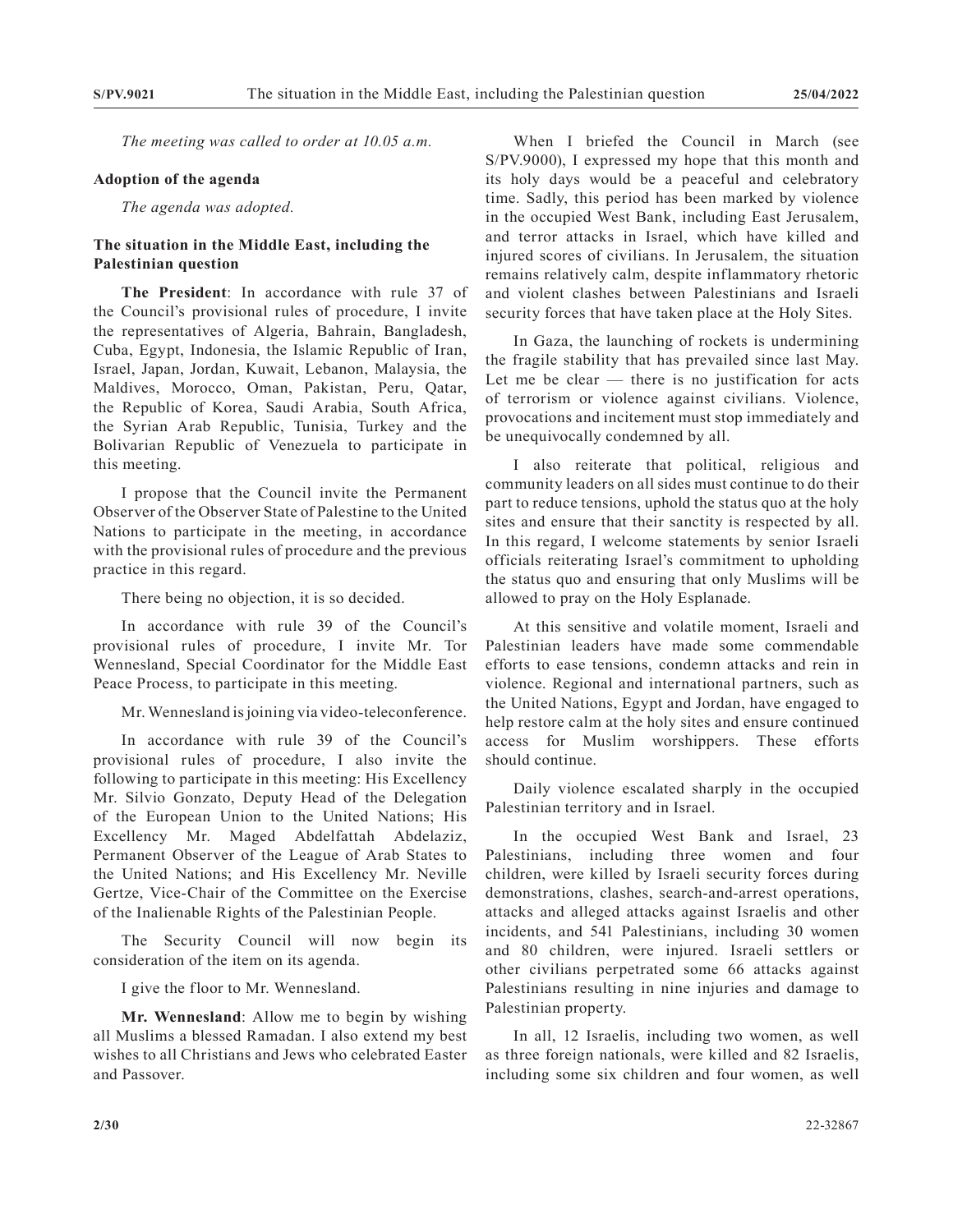*The meeting was called to order at 10.05 a.m.*

**Adoption of the agenda**

*The agenda was adopted.*

**The situation in the Middle East, including the Palestinian question**

**The President**: In accordance with rule 37 of the Council's provisional rules of procedure, I invite the representatives of Algeria, Bahrain, Bangladesh, Cuba, Egypt, Indonesia, the Islamic Republic of Iran, Israel, Japan, Jordan, Kuwait, Lebanon, Malaysia, the Maldives, Morocco, Oman, Pakistan, Peru, Qatar, the Republic of Korea, Saudi Arabia, South Africa, the Syrian Arab Republic, Tunisia, Turkey and the Bolivarian Republic of Venezuela to participate in this meeting.

I propose that the Council invite the Permanent Observer of the Observer State of Palestine to the United Nations to participate in the meeting, in accordance with the provisional rules of procedure and the previous practice in this regard.

There being no objection, it is so decided.

In accordance with rule 39 of the Council's provisional rules of procedure, I invite Mr. Tor Wennesland, Special Coordinator for the Middle East Peace Process, to participate in this meeting.

Mr. Wennesland is joining via video-teleconference.

In accordance with rule 39 of the Council's provisional rules of procedure, I also invite the following to participate in this meeting: His Excellency Mr. Silvio Gonzato, Deputy Head of the Delegation of the European Union to the United Nations; His Excellency Mr. Maged Abdelfattah Abdelaziz, Permanent Observer of the League of Arab States to the United Nations; and His Excellency Mr. Neville Gertze, Vice-Chair of the Committee on the Exercise of the Inalienable Rights of the Palestinian People.

The Security Council will now begin its consideration of the item on its agenda.

I give the floor to Mr. Wennesland.

**Mr. Wennesland**: Allow me to begin by wishing all Muslims a blessed Ramadan. I also extend my best wishes to all Christians and Jews who celebrated Easter and Passover.

When I briefed the Council in March (see S/PV.9000), I expressed my hope that this month and its holy days would be a peaceful and celebratory time. Sadly, this period has been marked by violence in the occupied West Bank, including East Jerusalem, and terror attacks in Israel, which have killed and injured scores of civilians. In Jerusalem, the situation remains relatively calm, despite inflammatory rhetoric and violent clashes between Palestinians and Israeli security forces that have taken place at the Holy Sites.

In Gaza, the launching of rockets is undermining the fragile stability that has prevailed since last May. Let me be clear — there is no justification for acts of terrorism or violence against civilians. Violence, provocations and incitement must stop immediately and be unequivocally condemned by all.

I also reiterate that political, religious and community leaders on all sides must continue to do their part to reduce tensions, uphold the status quo at the holy sites and ensure that their sanctity is respected by all. In this regard, I welcome statements by senior Israeli officials reiterating Israel's commitment to upholding the status quo and ensuring that only Muslims will be allowed to pray on the Holy Esplanade.

At this sensitive and volatile moment, Israeli and Palestinian leaders have made some commendable efforts to ease tensions, condemn attacks and rein in violence. Regional and international partners, such as the United Nations, Egypt and Jordan, have engaged to help restore calm at the holy sites and ensure continued access for Muslim worshippers. These efforts should continue.

Daily violence escalated sharply in the occupied Palestinian territory and in Israel.

In the occupied West Bank and Israel, 23 Palestinians, including three women and four children, were killed by Israeli security forces during demonstrations, clashes, search-and-arrest operations, attacks and alleged attacks against Israelis and other incidents, and 541 Palestinians, including 30 women and 80 children, were injured. Israeli settlers or other civilians perpetrated some 66 attacks against Palestinians resulting in nine injuries and damage to Palestinian property.

In all, 12 Israelis, including two women, as well as three foreign nationals, were killed and 82 Israelis, including some six children and four women, as well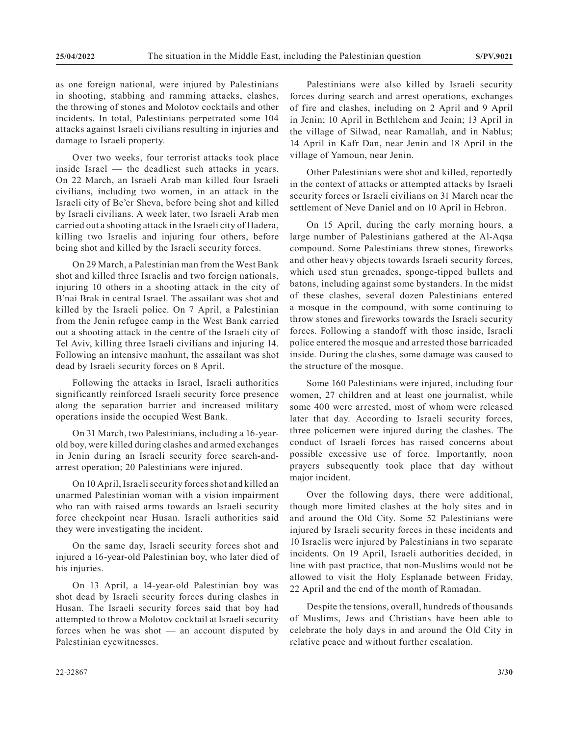as one foreign national, were injured by Palestinians in shooting, stabbing and ramming attacks, clashes, the throwing of stones and Molotov cocktails and other incidents. In total, Palestinians perpetrated some 104 attacks against Israeli civilians resulting in injuries and damage to Israeli property.

Over two weeks, four terrorist attacks took place inside Israel — the deadliest such attacks in years. On 22 March, an Israeli Arab man killed four Israeli civilians, including two women, in an attack in the Israeli city of Be'er Sheva, before being shot and killed by Israeli civilians. A week later, two Israeli Arab men carried out a shooting attack in the Israeli city of Hadera, killing two Israelis and injuring four others, before being shot and killed by the Israeli security forces.

On 29 March, a Palestinian man from the West Bank shot and killed three Israelis and two foreign nationals, injuring 10 others in a shooting attack in the city of B'nai Brak in central Israel. The assailant was shot and killed by the Israeli police. On 7 April, a Palestinian from the Jenin refugee camp in the West Bank carried out a shooting attack in the centre of the Israeli city of Tel Aviv, killing three Israeli civilians and injuring 14. Following an intensive manhunt, the assailant was shot dead by Israeli security forces on 8 April.

Following the attacks in Israel, Israeli authorities significantly reinforced Israeli security force presence along the separation barrier and increased military operations inside the occupied West Bank.

On 31 March, two Palestinians, including a 16-year-old boy, were killed during clashes and armed exchanges in Jenin during an Israeli security force search-and-arrest operation; 20 Palestinians were injured.

On 10 April, Israeli security forces shot and killed an unarmed Palestinian woman with a vision impairment who ran with raised arms towards an Israeli security force checkpoint near Husan. Israeli authorities said they were investigating the incident.

On the same day, Israeli security forces shot and injured a 16-year-old Palestinian boy, who later died of his injuries.

On 13 April, a 14-year-old Palestinian boy was shot dead by Israeli security forces during clashes in Husan. The Israeli security forces said that boy had attempted to throw a Molotov cocktail at Israeli security forces when he was shot — an account disputed by Palestinian eyewitnesses.

Palestinians were also killed by Israeli security forces during search and arrest operations, exchanges of fire and clashes, including on 2 April and 9 April in Jenin; 10 April in Bethlehem and Jenin; 13 April in the village of Silwad, near Ramallah, and in Nablus; 14 April in Kafr Dan, near Jenin and 18 April in the village of Yamoun, near Jenin.

Other Palestinians were shot and killed, reportedly in the context of attacks or attempted attacks by Israeli security forces or Israeli civilians on 31 March near the settlement of Neve Daniel and on 10 April in Hebron.

On 15 April, during the early morning hours, a large number of Palestinians gathered at the Al-Aqsa compound. Some Palestinians threw stones, fireworks and other heavy objects towards Israeli security forces, which used stun grenades, sponge-tipped bullets and batons, including against some bystanders. In the midst of these clashes, several dozen Palestinians entered a mosque in the compound, with some continuing to throw stones and fireworks towards the Israeli security forces. Following a standoff with those inside, Israeli police entered the mosque and arrested those barricaded inside. During the clashes, some damage was caused to the structure of the mosque.

Some 160 Palestinians were injured, including four women, 27 children and at least one journalist, while some 400 were arrested, most of whom were released later that day. According to Israeli security forces, three policemen were injured during the clashes. The conduct of Israeli forces has raised concerns about possible excessive use of force. Importantly, noon prayers subsequently took place that day without major incident.

Over the following days, there were additional, though more limited clashes at the holy sites and in and around the Old City. Some 52 Palestinians were injured by Israeli security forces in these incidents and 10 Israelis were injured by Palestinians in two separate incidents. On 19 April, Israeli authorities decided, in line with past practice, that non-Muslims would not be allowed to visit the Holy Esplanade between Friday, 22 April and the end of the month of Ramadan.

Despite the tensions, overall, hundreds of thousands of Muslims, Jews and Christians have been able to celebrate the holy days in and around the Old City in relative peace and without further escalation.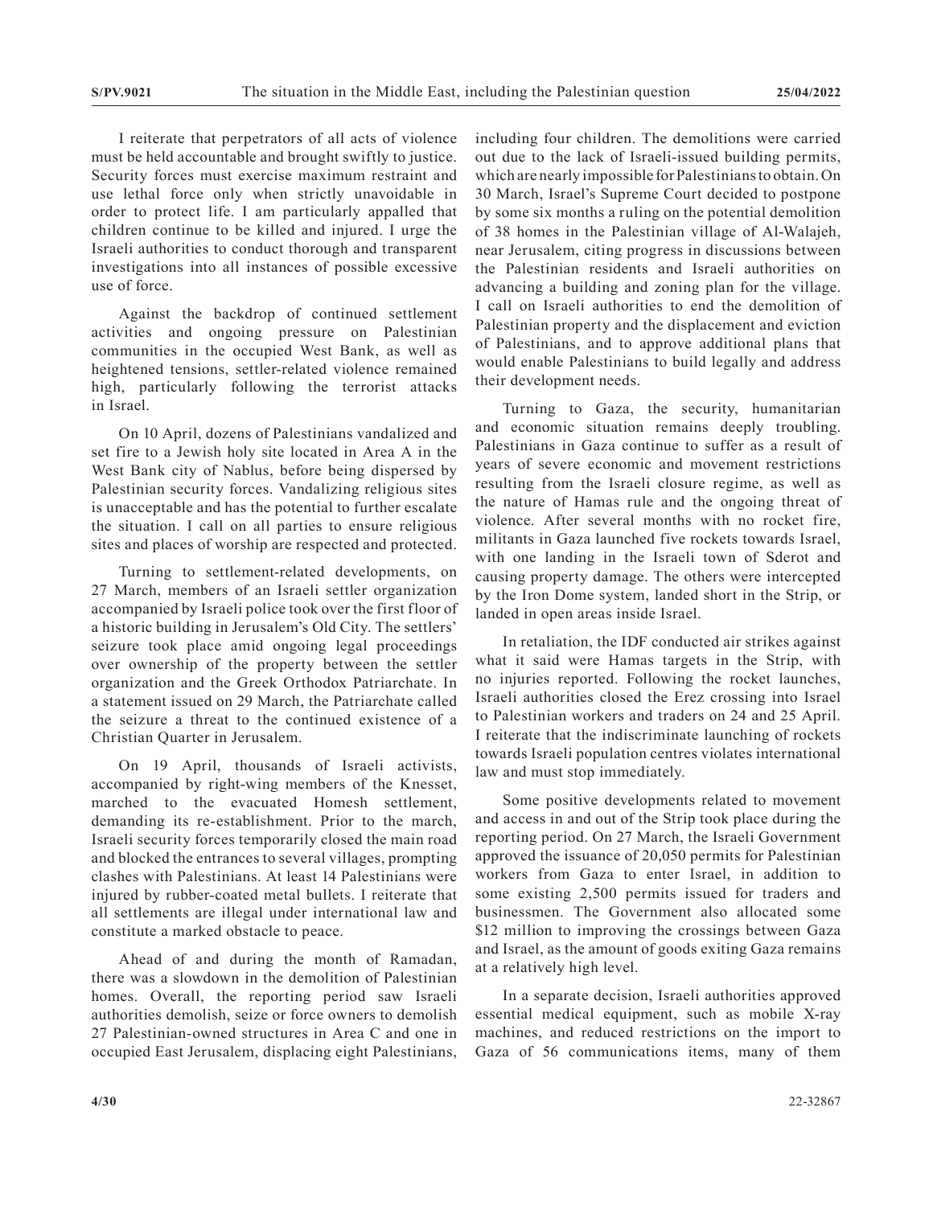I reiterate that perpetrators of all acts of violence must be held accountable and brought swiftly to justice. Security forces must exercise maximum restraint and use lethal force only when strictly unavoidable in order to protect life. I am particularly appalled that children continue to be killed and injured. I urge the Israeli authorities to conduct thorough and transparent investigations into all instances of possible excessive use of force.

Against the backdrop of continued settlement activities and ongoing pressure on Palestinian communities in the occupied West Bank, as well as heightened tensions, settler-related violence remained high, particularly following the terrorist attacks in Israel.

On 10 April, dozens of Palestinians vandalized and set fire to a Jewish holy site located in Area A in the West Bank city of Nablus, before being dispersed by Palestinian security forces. Vandalizing religious sites is unacceptable and has the potential to further escalate the situation. I call on all parties to ensure religious sites and places of worship are respected and protected.

Turning to settlement-related developments, on 27 March, members of an Israeli settler organization accompanied by Israeli police took over the first floor of a historic building in Jerusalem's Old City. The settlers' seizure took place amid ongoing legal proceedings over ownership of the property between the settler organization and the Greek Orthodox Patriarchate. In a statement issued on 29 March, the Patriarchate called the seizure a threat to the continued existence of a Christian Quarter in Jerusalem.

On 19 April, thousands of Israeli activists, accompanied by right-wing members of the Knesset, marched to the evacuated Homesh settlement, demanding its re-establishment. Prior to the march, Israeli security forces temporarily closed the main road and blocked the entrances to several villages, prompting clashes with Palestinians. At least 14 Palestinians were injured by rubber-coated metal bullets. I reiterate that all settlements are illegal under international law and constitute a marked obstacle to peace.

Ahead of and during the month of Ramadan, there was a slowdown in the demolition of Palestinian homes. Overall, the reporting period saw Israeli authorities demolish, seize or force owners to demolish 27 Palestinian-owned structures in Area C and one in occupied East Jerusalem, displacing eight Palestinians, including four children. The demolitions were carried out due to the lack of Israeli-issued building permits, which are nearly impossible for Palestinians to obtain. On 30 March, Israel's Supreme Court decided to postpone by some six months a ruling on the potential demolition of 38 homes in the Palestinian village of Al-Walajeh, near Jerusalem, citing progress in discussions between the Palestinian residents and Israeli authorities on advancing a building and zoning plan for the village. I call on Israeli authorities to end the demolition of Palestinian property and the displacement and eviction of Palestinians, and to approve additional plans that would enable Palestinians to build legally and address their development needs.

Turning to Gaza, the security, humanitarian and economic situation remains deeply troubling. Palestinians in Gaza continue to suffer as a result of years of severe economic and movement restrictions resulting from the Israeli closure regime, as well as the nature of Hamas rule and the ongoing threat of violence. After several months with no rocket fire, militants in Gaza launched five rockets towards Israel, with one landing in the Israeli town of Sderot and causing property damage. The others were intercepted by the Iron Dome system, landed short in the Strip, or landed in open areas inside Israel.

In retaliation, the IDF conducted air strikes against what it said were Hamas targets in the Strip, with no injuries reported. Following the rocket launches, Israeli authorities closed the Erez crossing into Israel to Palestinian workers and traders on 24 and 25 April. I reiterate that the indiscriminate launching of rockets towards Israeli population centres violates international law and must stop immediately.

Some positive developments related to movement and access in and out of the Strip took place during the reporting period. On 27 March, the Israeli Government approved the issuance of 20,050 permits for Palestinian workers from Gaza to enter Israel, in addition to some existing 2,500 permits issued for traders and businessmen. The Government also allocated some \$12 million to improving the crossings between Gaza and Israel, as the amount of goods exiting Gaza remains at a relatively high level.

In a separate decision, Israeli authorities approved essential medical equipment, such as mobile X-ray machines, and reduced restrictions on the import to Gaza of 56 communications items, many of them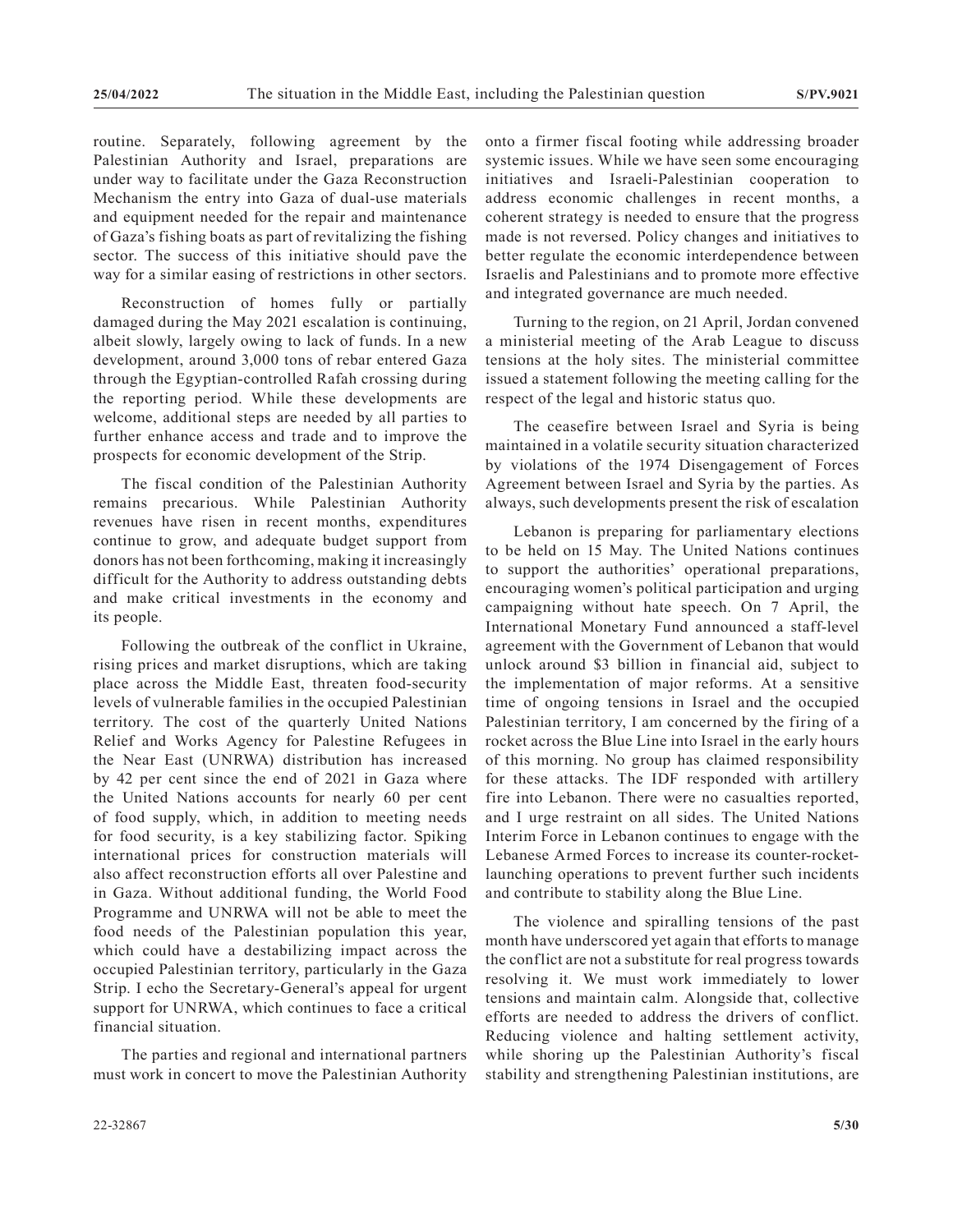routine. Separately, following agreement by the Palestinian Authority and Israel, preparations are under way to facilitate under the Gaza Reconstruction Mechanism the entry into Gaza of dual-use materials and equipment needed for the repair and maintenance of Gaza's fishing boats as part of revitalizing the fishing sector. The success of this initiative should pave the way for a similar easing of restrictions in other sectors.

Reconstruction of homes fully or partially damaged during the May 2021 escalation is continuing, albeit slowly, largely owing to lack of funds. In a new development, around 3,000 tons of rebar entered Gaza through the Egyptian-controlled Rafah crossing during the reporting period. While these developments are welcome, additional steps are needed by all parties to further enhance access and trade and to improve the prospects for economic development of the Strip.

The fiscal condition of the Palestinian Authority remains precarious. While Palestinian Authority revenues have risen in recent months, expenditures continue to grow, and adequate budget support from donors has not been forthcoming, making it increasingly difficult for the Authority to address outstanding debts and make critical investments in the economy and its people.

Following the outbreak of the conflict in Ukraine, rising prices and market disruptions, which are taking place across the Middle East, threaten food-security levels of vulnerable families in the occupied Palestinian territory. The cost of the quarterly United Nations Relief and Works Agency for Palestine Refugees in the Near East (UNRWA) distribution has increased by 42 per cent since the end of 2021 in Gaza where the United Nations accounts for nearly 60 per cent of food supply, which, in addition to meeting needs for food security, is a key stabilizing factor. Spiking international prices for construction materials will also affect reconstruction efforts all over Palestine and in Gaza. Without additional funding, the World Food Programme and UNRWA will not be able to meet the food needs of the Palestinian population this year, which could have a destabilizing impact across the occupied Palestinian territory, particularly in the Gaza Strip. I echo the Secretary-General's appeal for urgent support for UNRWA, which continues to face a critical financial situation.

The parties and regional and international partners must work in concert to move the Palestinian Authority onto a firmer fiscal footing while addressing broader systemic issues. While we have seen some encouraging initiatives and Israeli-Palestinian cooperation to address economic challenges in recent months, a coherent strategy is needed to ensure that the progress made is not reversed. Policy changes and initiatives to better regulate the economic interdependence between Israelis and Palestinians and to promote more effective and integrated governance are much needed.

Turning to the region, on 21 April, Jordan convened a ministerial meeting of the Arab League to discuss tensions at the holy sites. The ministerial committee issued a statement following the meeting calling for the respect of the legal and historic status quo.

The ceasefire between Israel and Syria is being maintained in a volatile security situation characterized by violations of the 1974 Disengagement of Forces Agreement between Israel and Syria by the parties. As always, such developments present the risk of escalation

Lebanon is preparing for parliamentary elections to be held on 15 May. The United Nations continues to support the authorities' operational preparations, encouraging women's political participation and urging campaigning without hate speech. On 7 April, the International Monetary Fund announced a staff-level agreement with the Government of Lebanon that would unlock around $3 billion in financial aid, subject to the implementation of major reforms. At a sensitive time of ongoing tensions in Israel and the occupied Palestinian territory, I am concerned by the firing of a rocket across the Blue Line into Israel in the early hours of this morning. No group has claimed responsibility for these attacks. The IDF responded with artillery fire into Lebanon. There were no casualties reported, and I urge restraint on all sides. The United Nations Interim Force in Lebanon continues to engage with the Lebanese Armed Forces to increase its counter-rocket-launching operations to prevent further such incidents and contribute to stability along the Blue Line.

The violence and spiralling tensions of the past month have underscored yet again that efforts to manage the conflict are not a substitute for real progress towards resolving it. We must work immediately to lower tensions and maintain calm. Alongside that, collective efforts are needed to address the drivers of conflict. Reducing violence and halting settlement activity, while shoring up the Palestinian Authority's fiscal stability and strengthening Palestinian institutions, are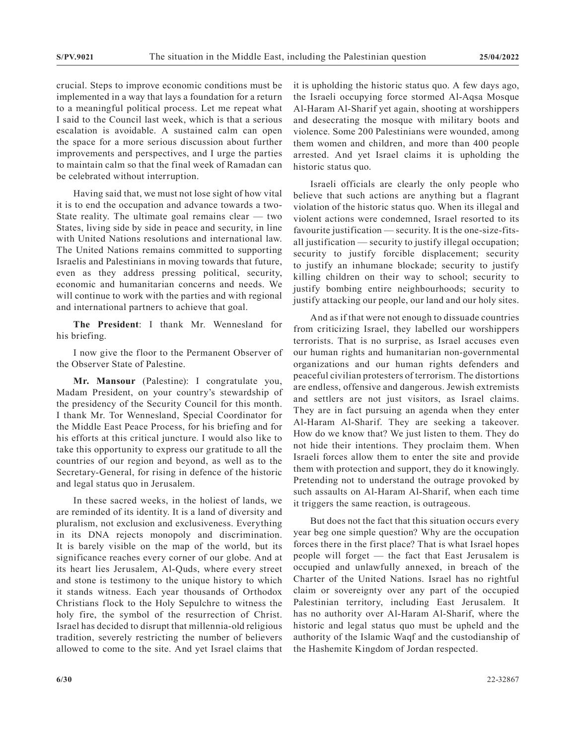crucial. Steps to improve economic conditions must be implemented in a way that lays a foundation for a return to a meaningful political process. Let me repeat what I said to the Council last week, which is that a serious escalation is avoidable. A sustained calm can open the space for a more serious discussion about further improvements and perspectives, and I urge the parties to maintain calm so that the final week of Ramadan can be celebrated without interruption.

Having said that, we must not lose sight of how vital it is to end the occupation and advance towards a two-State reality. The ultimate goal remains clear — two States, living side by side in peace and security, in line with United Nations resolutions and international law. The United Nations remains committed to supporting Israelis and Palestinians in moving towards that future, even as they address pressing political, security, economic and humanitarian concerns and needs. We will continue to work with the parties and with regional and international partners to achieve that goal.

**The President**: I thank Mr. Wennesland for his briefing.

I now give the floor to the Permanent Observer of the Observer State of Palestine.

**Mr. Mansour** (Palestine): I congratulate you, Madam President, on your country's stewardship of the presidency of the Security Council for this month. I thank Mr. Tor Wennesland, Special Coordinator for the Middle East Peace Process, for his briefing and for his efforts at this critical juncture. I would also like to take this opportunity to express our gratitude to all the countries of our region and beyond, as well as to the Secretary-General, for rising in defence of the historic and legal status quo in Jerusalem.

In these sacred weeks, in the holiest of lands, we are reminded of its identity. It is a land of diversity and pluralism, not exclusion and exclusiveness. Everything in its DNA rejects monopoly and discrimination. It is barely visible on the map of the world, but its significance reaches every corner of our globe. And at its heart lies Jerusalem, Al-Quds, where every street and stone is testimony to the unique history to which it stands witness. Each year thousands of Orthodox Christians flock to the Holy Sepulchre to witness the holy fire, the symbol of the resurrection of Christ. Israel has decided to disrupt that millennia-old religious tradition, severely restricting the number of believers allowed to come to the site. And yet Israel claims that it is upholding the historic status quo. A few days ago, the Israeli occupying force stormed Al-Aqsa Mosque Al-Haram Al-Sharif yet again, shooting at worshippers and desecrating the mosque with military boots and violence. Some 200 Palestinians were wounded, among them women and children, and more than 400 people arrested. And yet Israel claims it is upholding the historic status quo.

Israeli officials are clearly the only people who believe that such actions are anything but a flagrant violation of the historic status quo. When its illegal and violent actions were condemned, Israel resorted to its favourite justification — security. It is the one-size-fits-all justification — security to justify illegal occupation; security to justify forcible displacement; security to justify an inhumane blockade; security to justify killing children on their way to school; security to justify bombing entire neighbourhoods; security to justify attacking our people, our land and our holy sites.

And as if that were not enough to dissuade countries from criticizing Israel, they labelled our worshippers terrorists. That is no surprise, as Israel accuses even our human rights and humanitarian non-governmental organizations and our human rights defenders and peaceful civilian protesters of terrorism. The distortions are endless, offensive and dangerous. Jewish extremists and settlers are not just visitors, as Israel claims. They are in fact pursuing an agenda when they enter Al-Haram Al-Sharif. They are seeking a takeover. How do we know that? We just listen to them. They do not hide their intentions. They proclaim them. When Israeli forces allow them to enter the site and provide them with protection and support, they do it knowingly. Pretending not to understand the outrage provoked by such assaults on Al-Haram Al-Sharif, when each time it triggers the same reaction, is outrageous.

But does not the fact that this situation occurs every year beg one simple question? Why are the occupation forces there in the first place? That is what Israel hopes people will forget — the fact that East Jerusalem is occupied and unlawfully annexed, in breach of the Charter of the United Nations. Israel has no rightful claim or sovereignty over any part of the occupied Palestinian territory, including East Jerusalem. It has no authority over Al-Haram Al-Sharif, where the historic and legal status quo must be upheld and the authority of the Islamic Waqf and the custodianship of the Hashemite Kingdom of Jordan respected.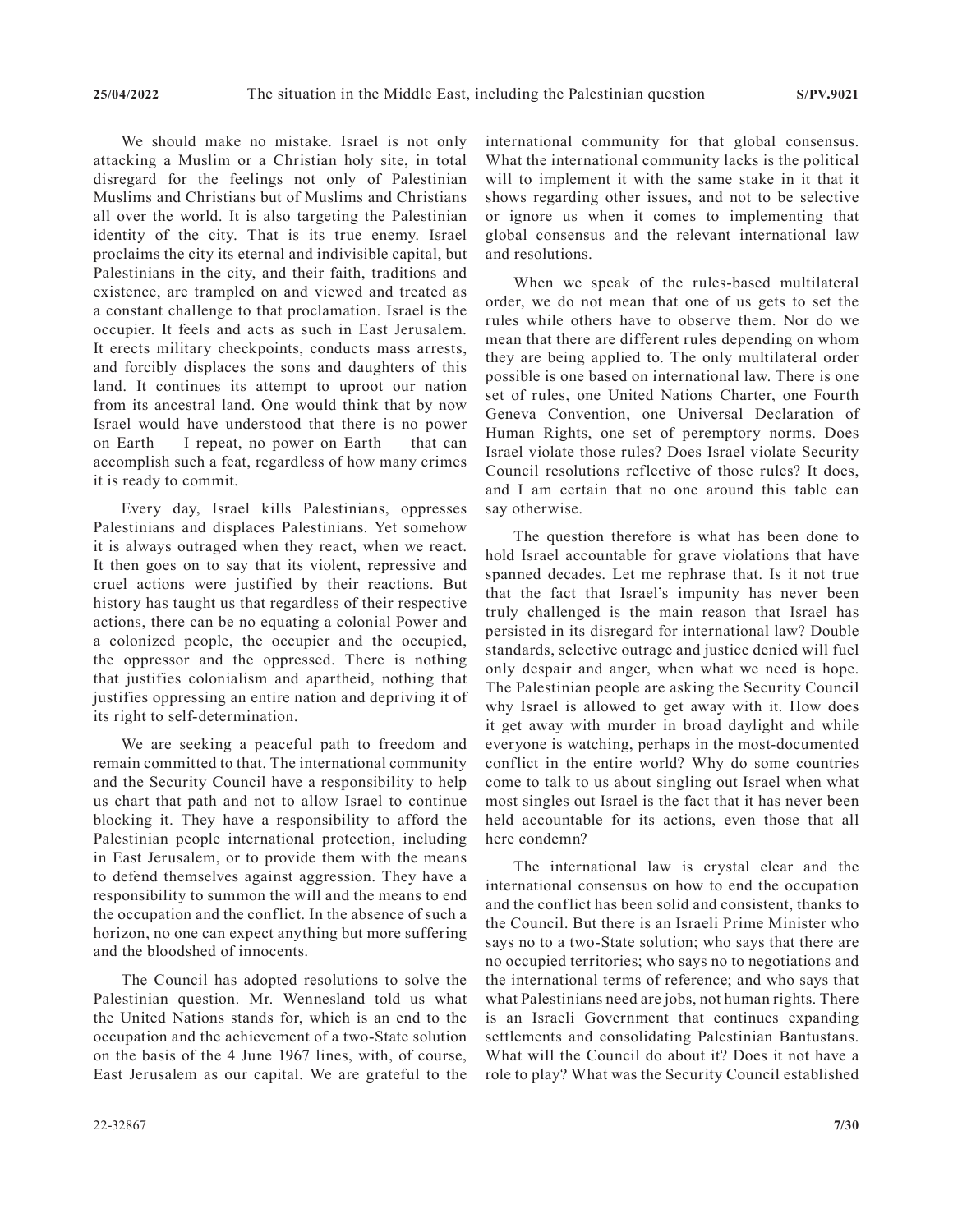We should make no mistake. Israel is not only attacking a Muslim or a Christian holy site, in total disregard for the feelings not only of Palestinian Muslims and Christians but of Muslims and Christians all over the world. It is also targeting the Palestinian identity of the city. That is its true enemy. Israel proclaims the city its eternal and indivisible capital, but Palestinians in the city, and their faith, traditions and existence, are trampled on and viewed and treated as a constant challenge to that proclamation. Israel is the occupier. It feels and acts as such in East Jerusalem. It erects military checkpoints, conducts mass arrests, and forcibly displaces the sons and daughters of this land. It continues its attempt to uproot our nation from its ancestral land. One would think that by now Israel would have understood that there is no power on Earth — I repeat, no power on Earth — that can accomplish such a feat, regardless of how many crimes it is ready to commit.

Every day, Israel kills Palestinians, oppresses Palestinians and displaces Palestinians. Yet somehow it is always outraged when they react, when we react. It then goes on to say that its violent, repressive and cruel actions were justified by their reactions. But history has taught us that regardless of their respective actions, there can be no equating a colonial Power and a colonized people, the occupier and the occupied, the oppressor and the oppressed. There is nothing that justifies colonialism and apartheid, nothing that justifies oppressing an entire nation and depriving it of its right to self-determination.

We are seeking a peaceful path to freedom and remain committed to that. The international community and the Security Council have a responsibility to help us chart that path and not to allow Israel to continue blocking it. They have a responsibility to afford the Palestinian people international protection, including in East Jerusalem, or to provide them with the means to defend themselves against aggression. They have a responsibility to summon the will and the means to end the occupation and the conflict. In the absence of such a horizon, no one can expect anything but more suffering and the bloodshed of innocents.

The Council has adopted resolutions to solve the Palestinian question. Mr. Wennesland told us what the United Nations stands for, which is an end to the occupation and the achievement of a two-State solution on the basis of the 4 June 1967 lines, with, of course, East Jerusalem as our capital. We are grateful to the international community for that global consensus. What the international community lacks is the political will to implement it with the same stake in it that it shows regarding other issues, and not to be selective or ignore us when it comes to implementing that global consensus and the relevant international law and resolutions.

When we speak of the rules-based multilateral order, we do not mean that one of us gets to set the rules while others have to observe them. Nor do we mean that there are different rules depending on whom they are being applied to. The only multilateral order possible is one based on international law. There is one set of rules, one United Nations Charter, one Fourth Geneva Convention, one Universal Declaration of Human Rights, one set of peremptory norms. Does Israel violate those rules? Does Israel violate Security Council resolutions reflective of those rules? It does, and I am certain that no one around this table can say otherwise.

The question therefore is what has been done to hold Israel accountable for grave violations that have spanned decades. Let me rephrase that. Is it not true that the fact that Israel's impunity has never been truly challenged is the main reason that Israel has persisted in its disregard for international law? Double standards, selective outrage and justice denied will fuel only despair and anger, when what we need is hope. The Palestinian people are asking the Security Council why Israel is allowed to get away with it. How does it get away with murder in broad daylight and while everyone is watching, perhaps in the most-documented conflict in the entire world? Why do some countries come to talk to us about singling out Israel when what most singles out Israel is the fact that it has never been held accountable for its actions, even those that all here condemn?

The international law is crystal clear and the international consensus on how to end the occupation and the conflict has been solid and consistent, thanks to the Council. But there is an Israeli Prime Minister who says no to a two-State solution; who says that there are no occupied territories; who says no to negotiations and the international terms of reference; and who says that what Palestinians need are jobs, not human rights. There is an Israeli Government that continues expanding settlements and consolidating Palestinian Bantustans. What will the Council do about it? Does it not have a role to play? What was the Security Council established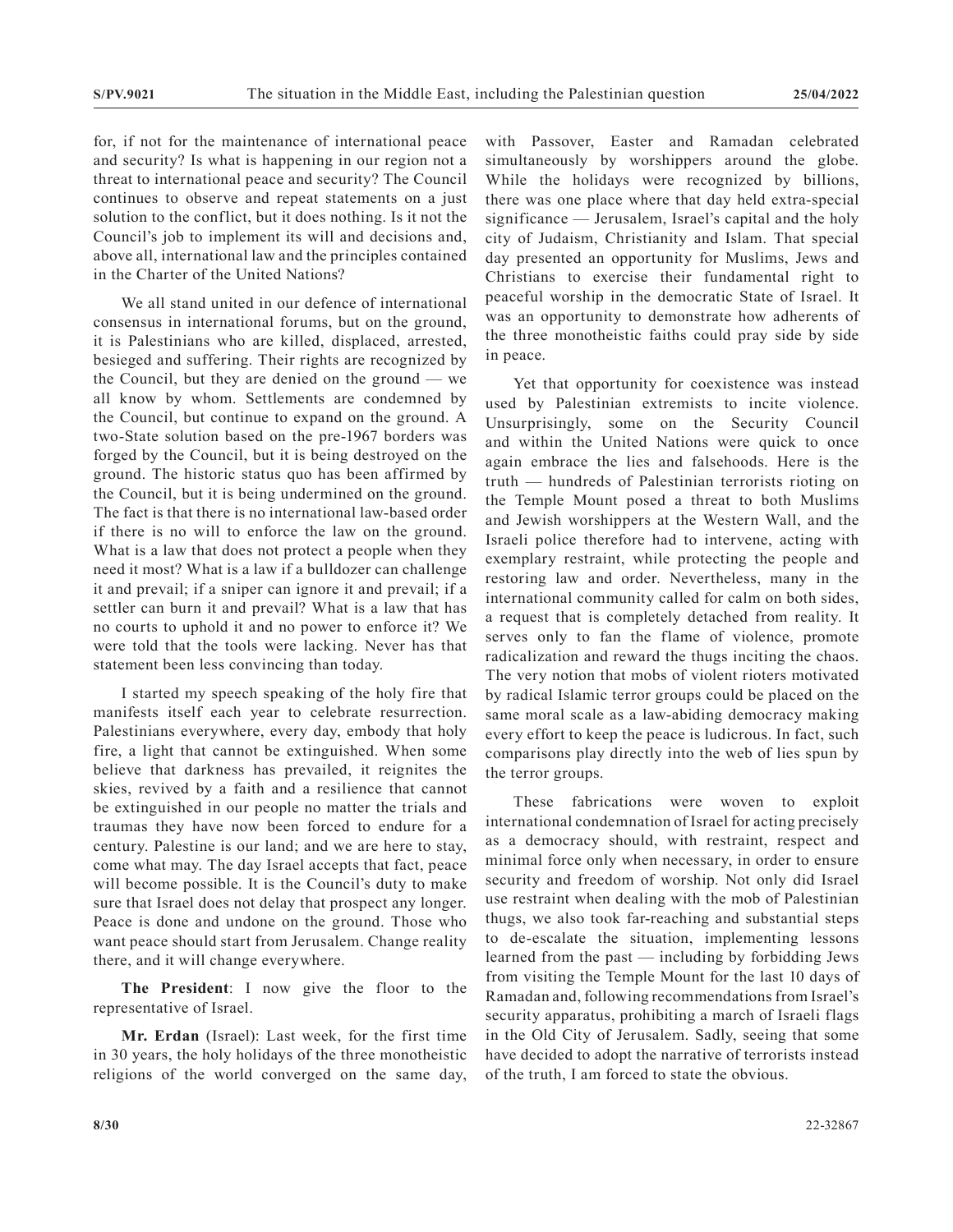for, if not for the maintenance of international peace and security? Is what is happening in our region not a threat to international peace and security? The Council continues to observe and repeat statements on a just solution to the conflict, but it does nothing. Is it not the Council's job to implement its will and decisions and, above all, international law and the principles contained in the Charter of the United Nations?

We all stand united in our defence of international consensus in international forums, but on the ground, it is Palestinians who are killed, displaced, arrested, besieged and suffering. Their rights are recognized by the Council, but they are denied on the ground — we all know by whom. Settlements are condemned by the Council, but continue to expand on the ground. A two-State solution based on the pre-1967 borders was forged by the Council, but it is being destroyed on the ground. The historic status quo has been affirmed by the Council, but it is being undermined on the ground. The fact is that there is no international law-based order if there is no will to enforce the law on the ground. What is a law that does not protect a people when they need it most? What is a law if a bulldozer can challenge it and prevail; if a sniper can ignore it and prevail; if a settler can burn it and prevail? What is a law that has no courts to uphold it and no power to enforce it? We were told that the tools were lacking. Never has that statement been less convincing than today.

I started my speech speaking of the holy fire that manifests itself each year to celebrate resurrection. Palestinians everywhere, every day, embody that holy fire, a light that cannot be extinguished. When some believe that darkness has prevailed, it reignites the skies, revived by a faith and a resilience that cannot be extinguished in our people no matter the trials and traumas they have now been forced to endure for a century. Palestine is our land; and we are here to stay, come what may. The day Israel accepts that fact, peace will become possible. It is the Council's duty to make sure that Israel does not delay that prospect any longer. Peace is done and undone on the ground. Those who want peace should start from Jerusalem. Change reality there, and it will change everywhere.

**The President**: I now give the floor to the representative of Israel.

**Mr. Erdan** (Israel): Last week, for the first time in 30 years, the holy holidays of the three monotheistic religions of the world converged on the same day, with Passover, Easter and Ramadan celebrated simultaneously by worshippers around the globe. While the holidays were recognized by billions, there was one place where that day held extra-special significance — Jerusalem, Israel's capital and the holy city of Judaism, Christianity and Islam. That special day presented an opportunity for Muslims, Jews and Christians to exercise their fundamental right to peaceful worship in the democratic State of Israel. It was an opportunity to demonstrate how adherents of the three monotheistic faiths could pray side by side in peace.

Yet that opportunity for coexistence was instead used by Palestinian extremists to incite violence. Unsurprisingly, some on the Security Council and within the United Nations were quick to once again embrace the lies and falsehoods. Here is the truth — hundreds of Palestinian terrorists rioting on the Temple Mount posed a threat to both Muslims and Jewish worshippers at the Western Wall, and the Israeli police therefore had to intervene, acting with exemplary restraint, while protecting the people and restoring law and order. Nevertheless, many in the international community called for calm on both sides, a request that is completely detached from reality. It serves only to fan the flame of violence, promote radicalization and reward the thugs inciting the chaos. The very notion that mobs of violent rioters motivated by radical Islamic terror groups could be placed on the same moral scale as a law-abiding democracy making every effort to keep the peace is ludicrous. In fact, such comparisons play directly into the web of lies spun by the terror groups.

These fabrications were woven to exploit international condemnation of Israel for acting precisely as a democracy should, with restraint, respect and minimal force only when necessary, in order to ensure security and freedom of worship. Not only did Israel use restraint when dealing with the mob of Palestinian thugs, we also took far-reaching and substantial steps to de-escalate the situation, implementing lessons learned from the past — including by forbidding Jews from visiting the Temple Mount for the last 10 days of Ramadan and, following recommendations from Israel's security apparatus, prohibiting a march of Israeli flags in the Old City of Jerusalem. Sadly, seeing that some have decided to adopt the narrative of terrorists instead of the truth, I am forced to state the obvious.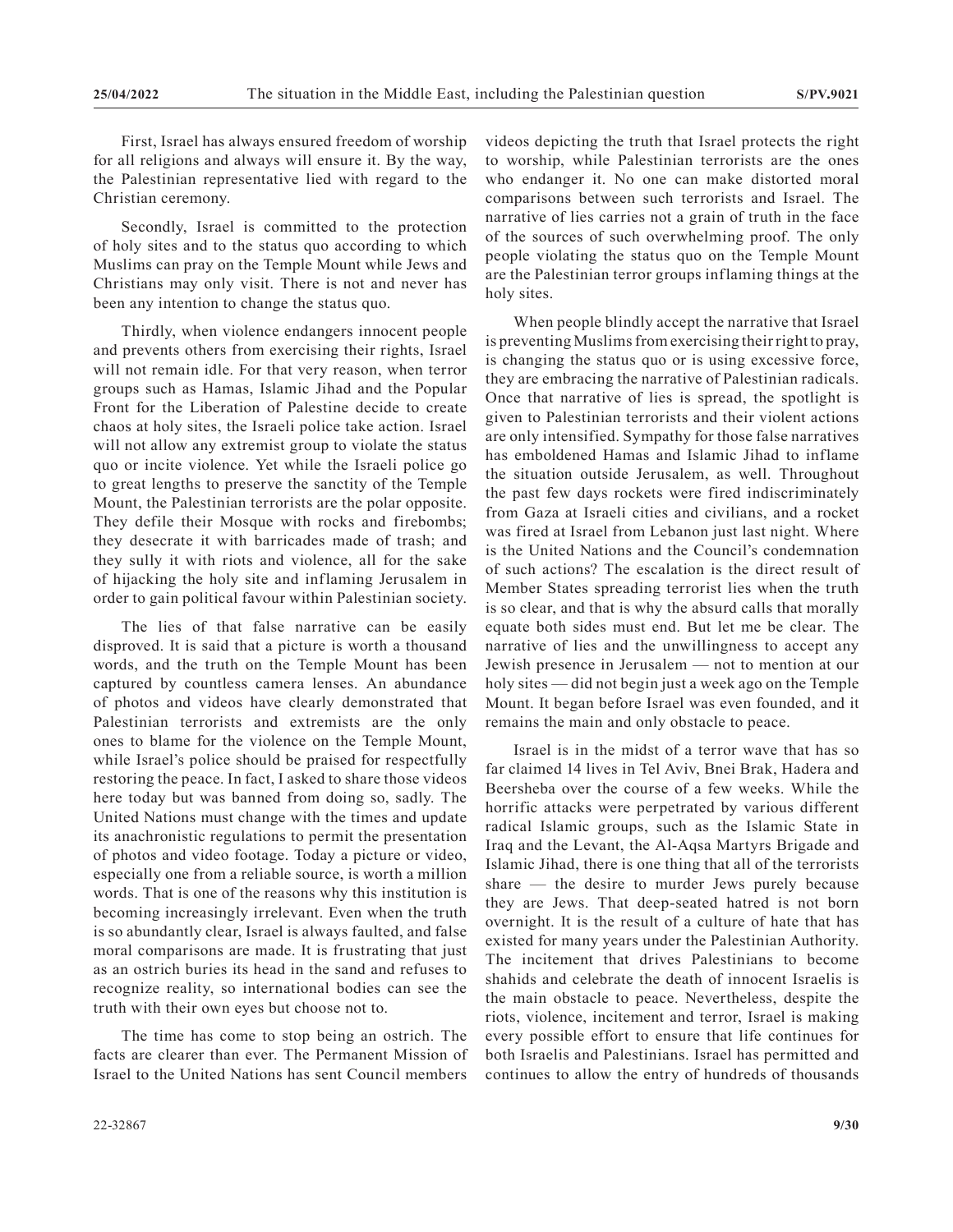First, Israel has always ensured freedom of worship for all religions and always will ensure it. By the way, the Palestinian representative lied with regard to the Christian ceremony.

Secondly, Israel is committed to the protection of holy sites and to the status quo according to which Muslims can pray on the Temple Mount while Jews and Christians may only visit. There is not and never has been any intention to change the status quo.

Thirdly, when violence endangers innocent people and prevents others from exercising their rights, Israel will not remain idle. For that very reason, when terror groups such as Hamas, Islamic Jihad and the Popular Front for the Liberation of Palestine decide to create chaos at holy sites, the Israeli police take action. Israel will not allow any extremist group to violate the status quo or incite violence. Yet while the Israeli police go to great lengths to preserve the sanctity of the Temple Mount, the Palestinian terrorists are the polar opposite. They defile their Mosque with rocks and firebombs; they desecrate it with barricades made of trash; and they sully it with riots and violence, all for the sake of hijacking the holy site and inflaming Jerusalem in order to gain political favour within Palestinian society.

The lies of that false narrative can be easily disproved. It is said that a picture is worth a thousand words, and the truth on the Temple Mount has been captured by countless camera lenses. An abundance of photos and videos have clearly demonstrated that Palestinian terrorists and extremists are the only ones to blame for the violence on the Temple Mount, while Israel's police should be praised for respectfully restoring the peace. In fact, I asked to share those videos here today but was banned from doing so, sadly. The United Nations must change with the times and update its anachronistic regulations to permit the presentation of photos and video footage. Today a picture or video, especially one from a reliable source, is worth a million words. That is one of the reasons why this institution is becoming increasingly irrelevant. Even when the truth is so abundantly clear, Israel is always faulted, and false moral comparisons are made. It is frustrating that just as an ostrich buries its head in the sand and refuses to recognize reality, so international bodies can see the truth with their own eyes but choose not to.

The time has come to stop being an ostrich. The facts are clearer than ever. The Permanent Mission of Israel to the United Nations has sent Council members videos depicting the truth that Israel protects the right to worship, while Palestinian terrorists are the ones who endanger it. No one can make distorted moral comparisons between such terrorists and Israel. The narrative of lies carries not a grain of truth in the face of the sources of such overwhelming proof. The only people violating the status quo on the Temple Mount are the Palestinian terror groups inflaming things at the holy sites.

When people blindly accept the narrative that Israel is preventing Muslims from exercising their right to pray, is changing the status quo or is using excessive force, they are embracing the narrative of Palestinian radicals. Once that narrative of lies is spread, the spotlight is given to Palestinian terrorists and their violent actions are only intensified. Sympathy for those false narratives has emboldened Hamas and Islamic Jihad to inflame the situation outside Jerusalem, as well. Throughout the past few days rockets were fired indiscriminately from Gaza at Israeli cities and civilians, and a rocket was fired at Israel from Lebanon just last night. Where is the United Nations and the Council's condemnation of such actions? The escalation is the direct result of Member States spreading terrorist lies when the truth is so clear, and that is why the absurd calls that morally equate both sides must end. But let me be clear. The narrative of lies and the unwillingness to accept any Jewish presence in Jerusalem — not to mention at our holy sites — did not begin just a week ago on the Temple Mount. It began before Israel was even founded, and it remains the main and only obstacle to peace.

Israel is in the midst of a terror wave that has so far claimed 14 lives in Tel Aviv, Bnei Brak, Hadera and Beersheba over the course of a few weeks. While the horrific attacks were perpetrated by various different radical Islamic groups, such as the Islamic State in Iraq and the Levant, the Al-Aqsa Martyrs Brigade and Islamic Jihad, there is one thing that all of the terrorists share — the desire to murder Jews purely because they are Jews. That deep-seated hatred is not born overnight. It is the result of a culture of hate that has existed for many years under the Palestinian Authority. The incitement that drives Palestinians to become shahids and celebrate the death of innocent Israelis is the main obstacle to peace. Nevertheless, despite the riots, violence, incitement and terror, Israel is making every possible effort to ensure that life continues for both Israelis and Palestinians. Israel has permitted and continues to allow the entry of hundreds of thousands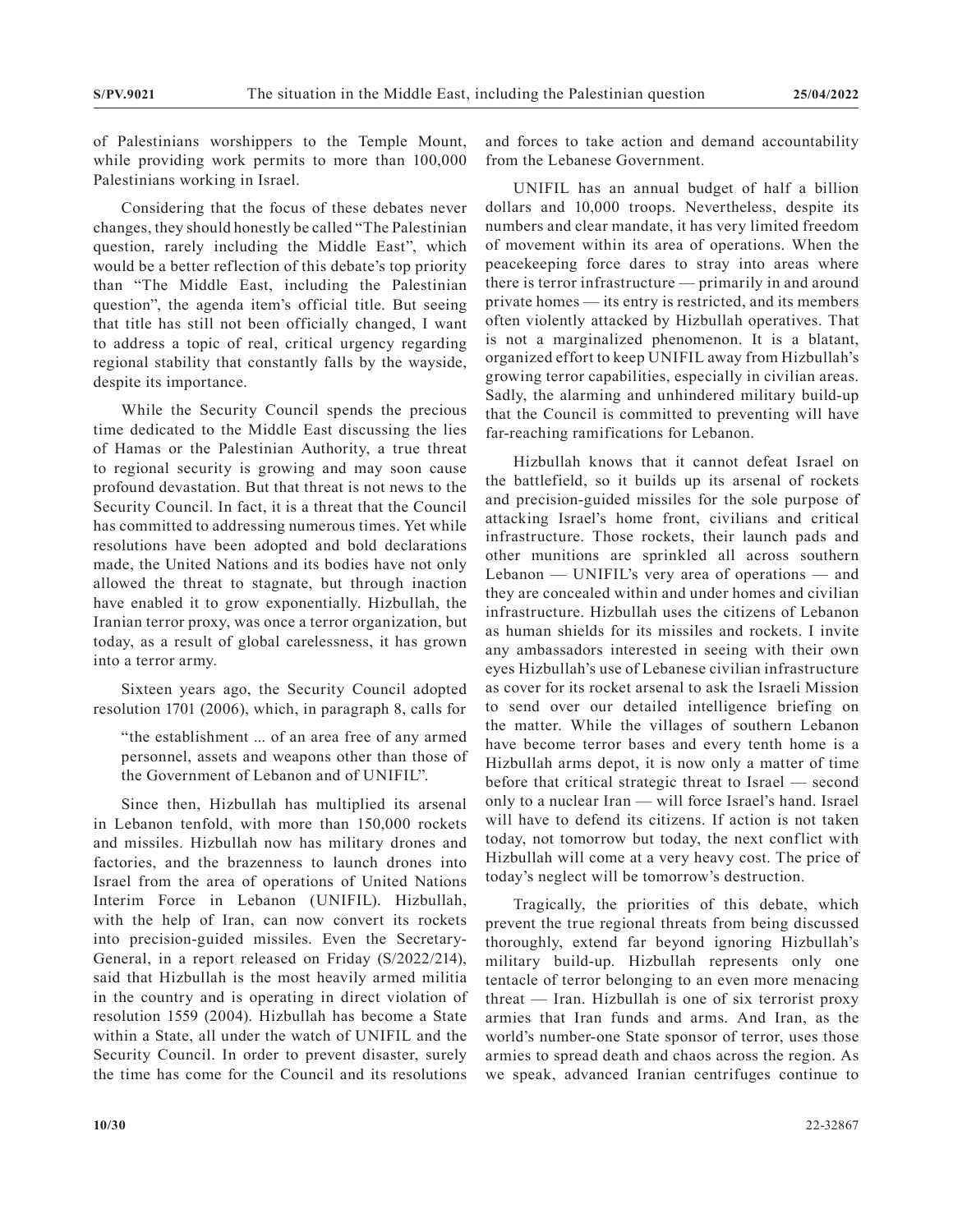of Palestinians worshippers to the Temple Mount, while providing work permits to more than 100,000 Palestinians working in Israel.

Considering that the focus of these debates never changes, they should honestly be called "The Palestinian question, rarely including the Middle East", which would be a better reflection of this debate's top priority than "The Middle East, including the Palestinian question", the agenda item's official title. But seeing that title has still not been officially changed, I want to address a topic of real, critical urgency regarding regional stability that constantly falls by the wayside, despite its importance.

While the Security Council spends the precious time dedicated to the Middle East discussing the lies of Hamas or the Palestinian Authority, a true threat to regional security is growing and may soon cause profound devastation. But that threat is not news to the Security Council. In fact, it is a threat that the Council has committed to addressing numerous times. Yet while resolutions have been adopted and bold declarations made, the United Nations and its bodies have not only allowed the threat to stagnate, but through inaction have enabled it to grow exponentially. Hizbullah, the Iranian terror proxy, was once a terror organization, but today, as a result of global carelessness, it has grown into a terror army.

Sixteen years ago, the Security Council adopted resolution 1701 (2006), which, in paragraph 8, calls for

> "the establishment ... of an area free of any armed personnel, assets and weapons other than those of the Government of Lebanon and of UNIFIL".

Since then, Hizbullah has multiplied its arsenal in Lebanon tenfold, with more than 150,000 rockets and missiles. Hizbullah now has military drones and factories, and the brazenness to launch drones into Israel from the area of operations of United Nations Interim Force in Lebanon (UNIFIL). Hizbullah, with the help of Iran, can now convert its rockets into precision-guided missiles. Even the Secretary-General, in a report released on Friday (S/2022/214), said that Hizbullah is the most heavily armed militia in the country and is operating in direct violation of resolution 1559 (2004). Hizbullah has become a State within a State, all under the watch of UNIFIL and the Security Council. In order to prevent disaster, surely the time has come for the Council and its resolutions and forces to take action and demand accountability from the Lebanese Government.

UNIFIL has an annual budget of half a billion dollars and 10,000 troops. Nevertheless, despite its numbers and clear mandate, it has very limited freedom of movement within its area of operations. When the peacekeeping force dares to stray into areas where there is terror infrastructure — primarily in and around private homes — its entry is restricted, and its members often violently attacked by Hizbullah operatives. That is not a marginalized phenomenon. It is a blatant, organized effort to keep UNIFIL away from Hizbullah's growing terror capabilities, especially in civilian areas. Sadly, the alarming and unhindered military build-up that the Council is committed to preventing will have far-reaching ramifications for Lebanon.

Hizbullah knows that it cannot defeat Israel on the battlefield, so it builds up its arsenal of rockets and precision-guided missiles for the sole purpose of attacking Israel's home front, civilians and critical infrastructure. Those rockets, their launch pads and other munitions are sprinkled all across southern Lebanon — UNIFIL's very area of operations — and they are concealed within and under homes and civilian infrastructure. Hizbullah uses the citizens of Lebanon as human shields for its missiles and rockets. I invite any ambassadors interested in seeing with their own eyes Hizbullah's use of Lebanese civilian infrastructure as cover for its rocket arsenal to ask the Israeli Mission to send over our detailed intelligence briefing on the matter. While the villages of southern Lebanon have become terror bases and every tenth home is a Hizbullah arms depot, it is now only a matter of time before that critical strategic threat to Israel — second only to a nuclear Iran — will force Israel's hand. Israel will have to defend its citizens. If action is not taken today, not tomorrow but today, the next conflict with Hizbullah will come at a very heavy cost. The price of today's neglect will be tomorrow's destruction.

Tragically, the priorities of this debate, which prevent the true regional threats from being discussed thoroughly, extend far beyond ignoring Hizbullah's military build-up. Hizbullah represents only one tentacle of terror belonging to an even more menacing threat — Iran. Hizbullah is one of six terrorist proxy armies that Iran funds and arms. And Iran, as the world's number-one State sponsor of terror, uses those armies to spread death and chaos across the region. As we speak, advanced Iranian centrifuges continue to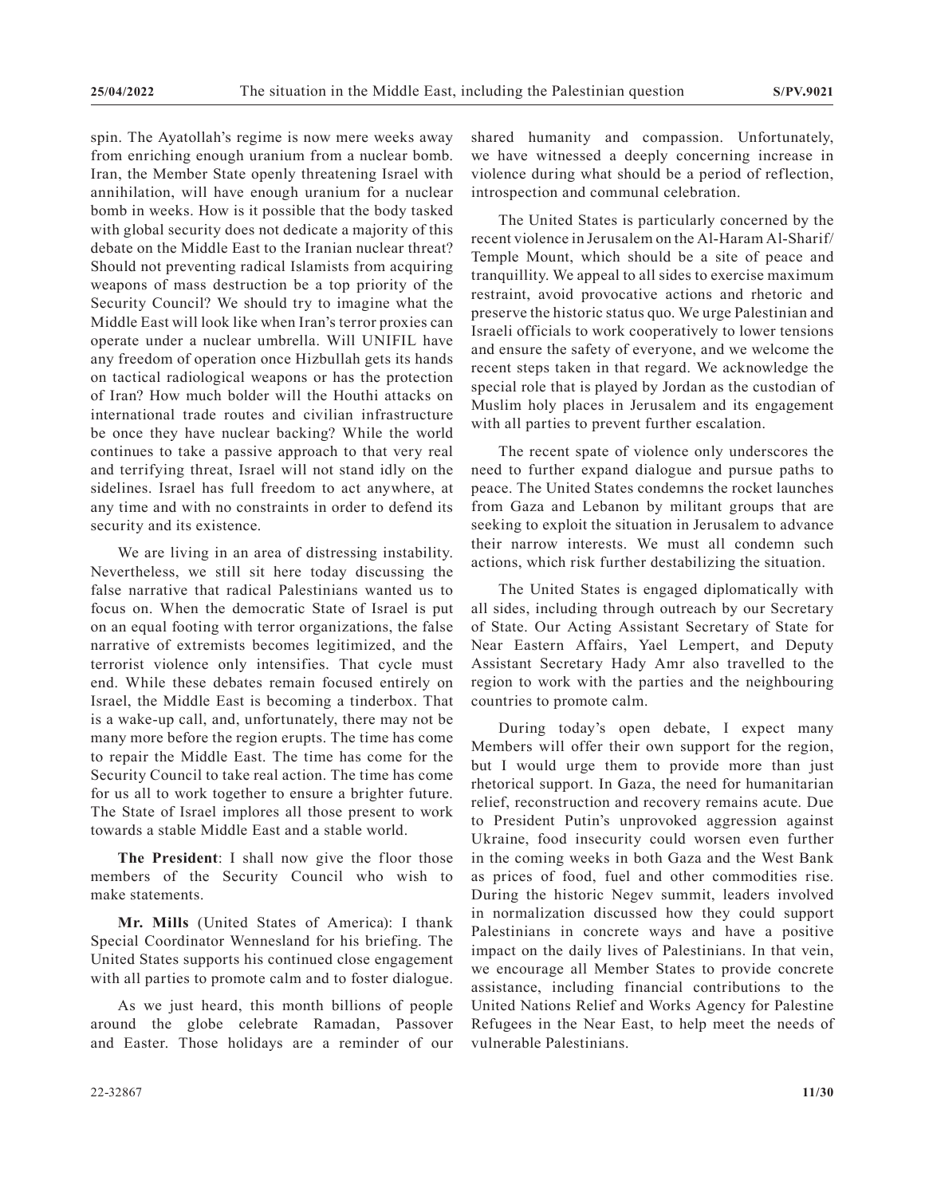spin. The Ayatollah's regime is now mere weeks away from enriching enough uranium from a nuclear bomb. Iran, the Member State openly threatening Israel with annihilation, will have enough uranium for a nuclear bomb in weeks. How is it possible that the body tasked with global security does not dedicate a majority of this debate on the Middle East to the Iranian nuclear threat? Should not preventing radical Islamists from acquiring weapons of mass destruction be a top priority of the Security Council? We should try to imagine what the Middle East will look like when Iran's terror proxies can operate under a nuclear umbrella. Will UNIFIL have any freedom of operation once Hizbullah gets its hands on tactical radiological weapons or has the protection of Iran? How much bolder will the Houthi attacks on international trade routes and civilian infrastructure be once they have nuclear backing? While the world continues to take a passive approach to that very real and terrifying threat, Israel will not stand idly on the sidelines. Israel has full freedom to act anywhere, at any time and with no constraints in order to defend its security and its existence.

We are living in an area of distressing instability. Nevertheless, we still sit here today discussing the false narrative that radical Palestinians wanted us to focus on. When the democratic State of Israel is put on an equal footing with terror organizations, the false narrative of extremists becomes legitimized, and the terrorist violence only intensifies. That cycle must end. While these debates remain focused entirely on Israel, the Middle East is becoming a tinderbox. That is a wake-up call, and, unfortunately, there may not be many more before the region erupts. The time has come to repair the Middle East. The time has come for the Security Council to take real action. The time has come for us all to work together to ensure a brighter future. The State of Israel implores all those present to work towards a stable Middle East and a stable world.

**The President**: I shall now give the floor those members of the Security Council who wish to make statements.

**Mr. Mills** (United States of America): I thank Special Coordinator Wennesland for his briefing. The United States supports his continued close engagement with all parties to promote calm and to foster dialogue.

As we just heard, this month billions of people around the globe celebrate Ramadan, Passover and Easter. Those holidays are a reminder of our shared humanity and compassion. Unfortunately, we have witnessed a deeply concerning increase in violence during what should be a period of reflection, introspection and communal celebration.

The United States is particularly concerned by the recent violence in Jerusalem on the Al-Haram Al-Sharif/Temple Mount, which should be a site of peace and tranquillity. We appeal to all sides to exercise maximum restraint, avoid provocative actions and rhetoric and preserve the historic status quo. We urge Palestinian and Israeli officials to work cooperatively to lower tensions and ensure the safety of everyone, and we welcome the recent steps taken in that regard. We acknowledge the special role that is played by Jordan as the custodian of Muslim holy places in Jerusalem and its engagement with all parties to prevent further escalation.

The recent spate of violence only underscores the need to further expand dialogue and pursue paths to peace. The United States condemns the rocket launches from Gaza and Lebanon by militant groups that are seeking to exploit the situation in Jerusalem to advance their narrow interests. We must all condemn such actions, which risk further destabilizing the situation.

The United States is engaged diplomatically with all sides, including through outreach by our Secretary of State. Our Acting Assistant Secretary of State for Near Eastern Affairs, Yael Lempert, and Deputy Assistant Secretary Hady Amr also travelled to the region to work with the parties and the neighbouring countries to promote calm.

During today's open debate, I expect many Members will offer their own support for the region, but I would urge them to provide more than just rhetorical support. In Gaza, the need for humanitarian relief, reconstruction and recovery remains acute. Due to President Putin's unprovoked aggression against Ukraine, food insecurity could worsen even further in the coming weeks in both Gaza and the West Bank as prices of food, fuel and other commodities rise. During the historic Negev summit, leaders involved in normalization discussed how they could support Palestinians in concrete ways and have a positive impact on the daily lives of Palestinians. In that vein, we encourage all Member States to provide concrete assistance, including financial contributions to the United Nations Relief and Works Agency for Palestine Refugees in the Near East, to help meet the needs of vulnerable Palestinians.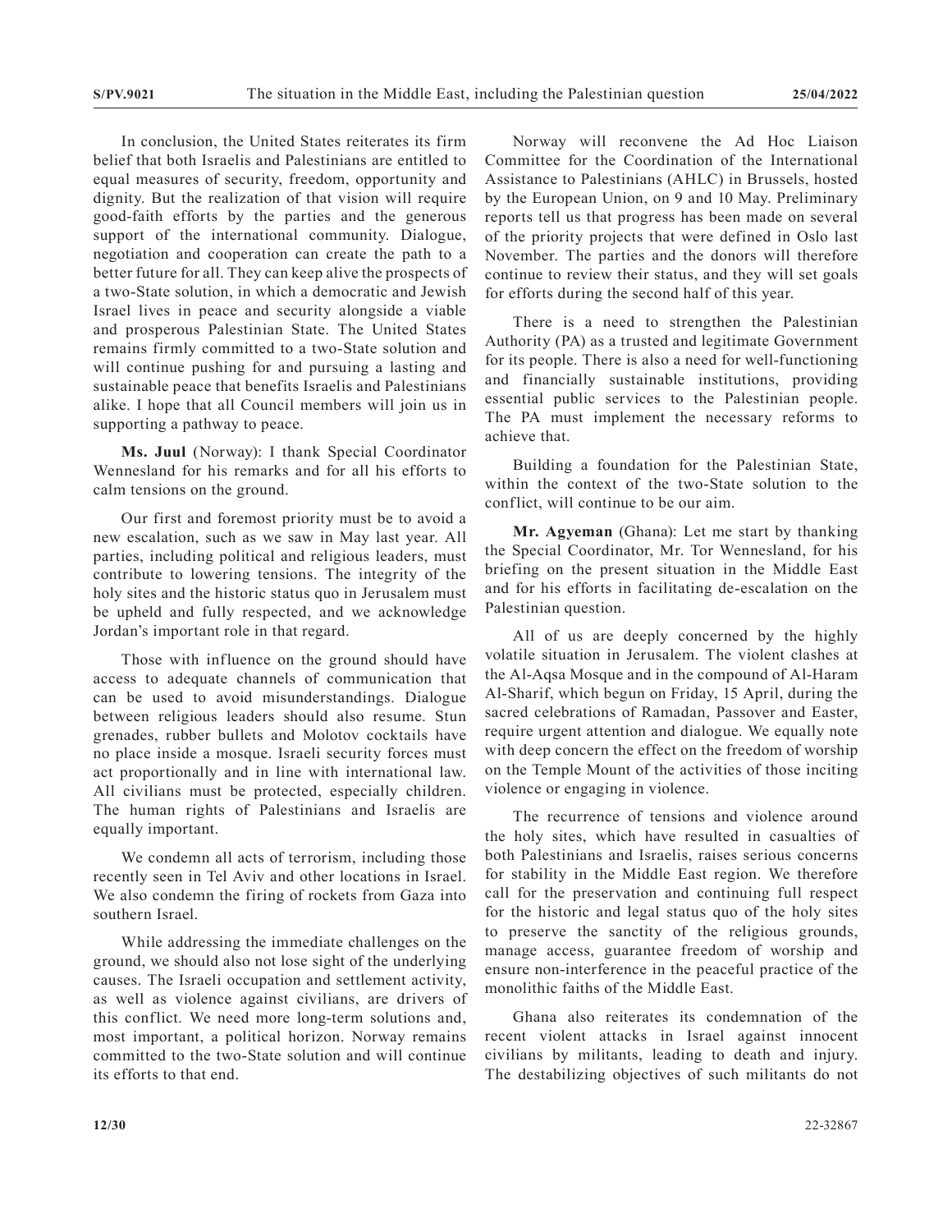In conclusion, the United States reiterates its firm belief that both Israelis and Palestinians are entitled to equal measures of security, freedom, opportunity and dignity. But the realization of that vision will require good-faith efforts by the parties and the generous support of the international community. Dialogue, negotiation and cooperation can create the path to a better future for all. They can keep alive the prospects of a two-State solution, in which a democratic and Jewish Israel lives in peace and security alongside a viable and prosperous Palestinian State. The United States remains firmly committed to a two-State solution and will continue pushing for and pursuing a lasting and sustainable peace that benefits Israelis and Palestinians alike. I hope that all Council members will join us in supporting a pathway to peace.

**Ms. Juul** (Norway): I thank Special Coordinator Wennesland for his remarks and for all his efforts to calm tensions on the ground.

Our first and foremost priority must be to avoid a new escalation, such as we saw in May last year. All parties, including political and religious leaders, must contribute to lowering tensions. The integrity of the holy sites and the historic status quo in Jerusalem must be upheld and fully respected, and we acknowledge Jordan's important role in that regard.

Those with influence on the ground should have access to adequate channels of communication that can be used to avoid misunderstandings. Dialogue between religious leaders should also resume. Stun grenades, rubber bullets and Molotov cocktails have no place inside a mosque. Israeli security forces must act proportionally and in line with international law. All civilians must be protected, especially children. The human rights of Palestinians and Israelis are equally important.

We condemn all acts of terrorism, including those recently seen in Tel Aviv and other locations in Israel. We also condemn the firing of rockets from Gaza into southern Israel.

While addressing the immediate challenges on the ground, we should also not lose sight of the underlying causes. The Israeli occupation and settlement activity, as well as violence against civilians, are drivers of this conflict. We need more long-term solutions and, most important, a political horizon. Norway remains committed to the two-State solution and will continue its efforts to that end.

Norway will reconvene the Ad Hoc Liaison Committee for the Coordination of the International Assistance to Palestinians (AHLC) in Brussels, hosted by the European Union, on 9 and 10 May. Preliminary reports tell us that progress has been made on several of the priority projects that were defined in Oslo last November. The parties and the donors will therefore continue to review their status, and they will set goals for efforts during the second half of this year.

There is a need to strengthen the Palestinian Authority (PA) as a trusted and legitimate Government for its people. There is also a need for well-functioning and financially sustainable institutions, providing essential public services to the Palestinian people. The PA must implement the necessary reforms to achieve that.

Building a foundation for the Palestinian State, within the context of the two-State solution to the conflict, will continue to be our aim.

**Mr. Agyeman** (Ghana): Let me start by thanking the Special Coordinator, Mr. Tor Wennesland, for his briefing on the present situation in the Middle East and for his efforts in facilitating de-escalation on the Palestinian question.

All of us are deeply concerned by the highly volatile situation in Jerusalem. The violent clashes at the Al-Aqsa Mosque and in the compound of Al-Haram Al-Sharif, which begun on Friday, 15 April, during the sacred celebrations of Ramadan, Passover and Easter, require urgent attention and dialogue. We equally note with deep concern the effect on the freedom of worship on the Temple Mount of the activities of those inciting violence or engaging in violence.

The recurrence of tensions and violence around the holy sites, which have resulted in casualties of both Palestinians and Israelis, raises serious concerns for stability in the Middle East region. We therefore call for the preservation and continuing full respect for the historic and legal status quo of the holy sites to preserve the sanctity of the religious grounds, manage access, guarantee freedom of worship and ensure non-interference in the peaceful practice of the monolithic faiths of the Middle East.

Ghana also reiterates its condemnation of the recent violent attacks in Israel against innocent civilians by militants, leading to death and injury. The destabilizing objectives of such militants do not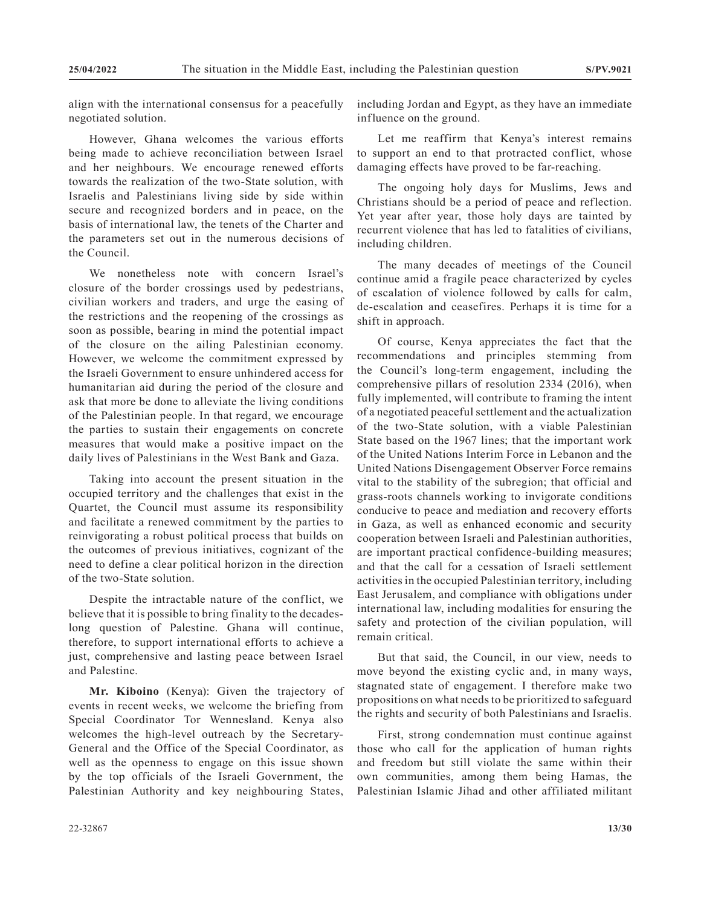align with the international consensus for a peacefully negotiated solution.

However, Ghana welcomes the various efforts being made to achieve reconciliation between Israel and her neighbours. We encourage renewed efforts towards the realization of the two-State solution, with Israelis and Palestinians living side by side within secure and recognized borders and in peace, on the basis of international law, the tenets of the Charter and the parameters set out in the numerous decisions of the Council.

We nonetheless note with concern Israel's closure of the border crossings used by pedestrians, civilian workers and traders, and urge the easing of the restrictions and the reopening of the crossings as soon as possible, bearing in mind the potential impact of the closure on the ailing Palestinian economy. However, we welcome the commitment expressed by the Israeli Government to ensure unhindered access for humanitarian aid during the period of the closure and ask that more be done to alleviate the living conditions of the Palestinian people. In that regard, we encourage the parties to sustain their engagements on concrete measures that would make a positive impact on the daily lives of Palestinians in the West Bank and Gaza.

Taking into account the present situation in the occupied territory and the challenges that exist in the Quartet, the Council must assume its responsibility and facilitate a renewed commitment by the parties to reinvigorating a robust political process that builds on the outcomes of previous initiatives, cognizant of the need to define a clear political horizon in the direction of the two-State solution.

Despite the intractable nature of the conflict, we believe that it is possible to bring finality to the decades-long question of Palestine. Ghana will continue, therefore, to support international efforts to achieve a just, comprehensive and lasting peace between Israel and Palestine.

**Mr. Kiboino** (Kenya): Given the trajectory of events in recent weeks, we welcome the briefing from Special Coordinator Tor Wennesland. Kenya also welcomes the high-level outreach by the Secretary-General and the Office of the Special Coordinator, as well as the openness to engage on this issue shown by the top officials of the Israeli Government, the Palestinian Authority and key neighbouring States, including Jordan and Egypt, as they have an immediate influence on the ground.

Let me reaffirm that Kenya's interest remains to support an end to that protracted conflict, whose damaging effects have proved to be far-reaching.

The ongoing holy days for Muslims, Jews and Christians should be a period of peace and reflection. Yet year after year, those holy days are tainted by recurrent violence that has led to fatalities of civilians, including children.

The many decades of meetings of the Council continue amid a fragile peace characterized by cycles of escalation of violence followed by calls for calm, de-escalation and ceasefires. Perhaps it is time for a shift in approach.

Of course, Kenya appreciates the fact that the recommendations and principles stemming from the Council's long-term engagement, including the comprehensive pillars of resolution 2334 (2016), when fully implemented, will contribute to framing the intent of a negotiated peaceful settlement and the actualization of the two-State solution, with a viable Palestinian State based on the 1967 lines; that the important work of the United Nations Interim Force in Lebanon and the United Nations Disengagement Observer Force remains vital to the stability of the subregion; that official and grass-roots channels working to invigorate conditions conducive to peace and mediation and recovery efforts in Gaza, as well as enhanced economic and security cooperation between Israeli and Palestinian authorities, are important practical confidence-building measures; and that the call for a cessation of Israeli settlement activities in the occupied Palestinian territory, including East Jerusalem, and compliance with obligations under international law, including modalities for ensuring the safety and protection of the civilian population, will remain critical.

But that said, the Council, in our view, needs to move beyond the existing cyclic and, in many ways, stagnated state of engagement. I therefore make two propositions on what needs to be prioritized to safeguard the rights and security of both Palestinians and Israelis.

First, strong condemnation must continue against those who call for the application of human rights and freedom but still violate the same within their own communities, among them being Hamas, the Palestinian Islamic Jihad and other affiliated militant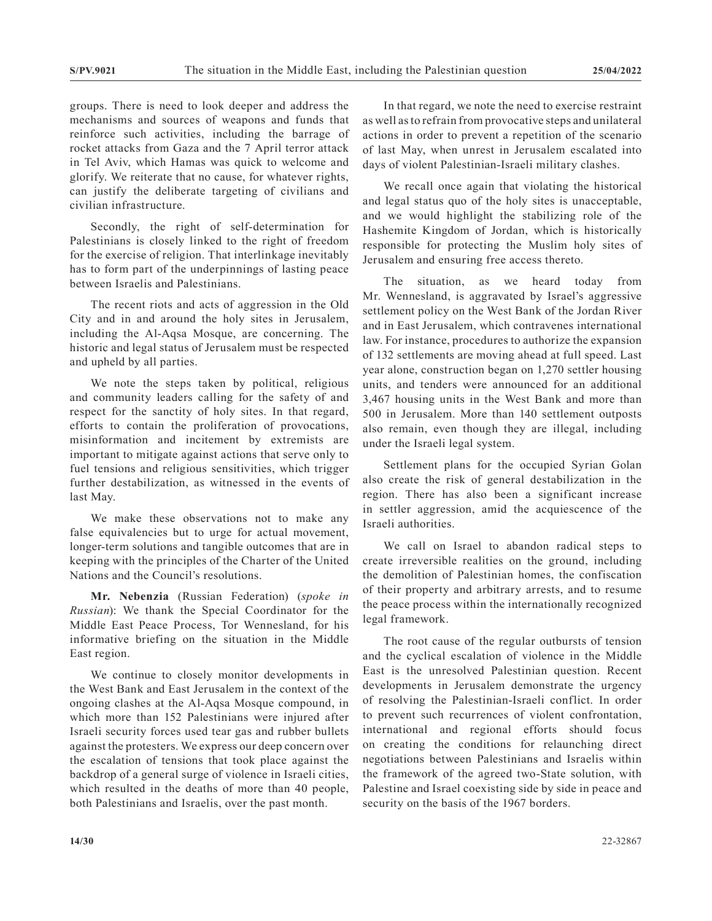groups. There is need to look deeper and address the mechanisms and sources of weapons and funds that reinforce such activities, including the barrage of rocket attacks from Gaza and the 7 April terror attack in Tel Aviv, which Hamas was quick to welcome and glorify. We reiterate that no cause, for whatever rights, can justify the deliberate targeting of civilians and civilian infrastructure.

Secondly, the right of self-determination for Palestinians is closely linked to the right of freedom for the exercise of religion. That interlinkage inevitably has to form part of the underpinnings of lasting peace between Israelis and Palestinians.

The recent riots and acts of aggression in the Old City and in and around the holy sites in Jerusalem, including the Al-Aqsa Mosque, are concerning. The historic and legal status of Jerusalem must be respected and upheld by all parties.

We note the steps taken by political, religious and community leaders calling for the safety of and respect for the sanctity of holy sites. In that regard, efforts to contain the proliferation of provocations, misinformation and incitement by extremists are important to mitigate against actions that serve only to fuel tensions and religious sensitivities, which trigger further destabilization, as witnessed in the events of last May.

We make these observations not to make any false equivalencies but to urge for actual movement, longer-term solutions and tangible outcomes that are in keeping with the principles of the Charter of the United Nations and the Council's resolutions.

**Mr. Nebenzia** (Russian Federation) (*spoke in Russian*): We thank the Special Coordinator for the Middle East Peace Process, Tor Wennesland, for his informative briefing on the situation in the Middle East region.

We continue to closely monitor developments in the West Bank and East Jerusalem in the context of the ongoing clashes at the Al-Aqsa Mosque compound, in which more than 152 Palestinians were injured after Israeli security forces used tear gas and rubber bullets against the protesters. We express our deep concern over the escalation of tensions that took place against the backdrop of a general surge of violence in Israeli cities, which resulted in the deaths of more than 40 people, both Palestinians and Israelis, over the past month.

In that regard, we note the need to exercise restraint as well as to refrain from provocative steps and unilateral actions in order to prevent a repetition of the scenario of last May, when unrest in Jerusalem escalated into days of violent Palestinian-Israeli military clashes.

We recall once again that violating the historical and legal status quo of the holy sites is unacceptable, and we would highlight the stabilizing role of the Hashemite Kingdom of Jordan, which is historically responsible for protecting the Muslim holy sites of Jerusalem and ensuring free access thereto.

The situation, as we heard today from Mr. Wennesland, is aggravated by Israel's aggressive settlement policy on the West Bank of the Jordan River and in East Jerusalem, which contravenes international law. For instance, procedures to authorize the expansion of 132 settlements are moving ahead at full speed. Last year alone, construction began on 1,270 settler housing units, and tenders were announced for an additional 3,467 housing units in the West Bank and more than 500 in Jerusalem. More than 140 settlement outposts also remain, even though they are illegal, including under the Israeli legal system.

Settlement plans for the occupied Syrian Golan also create the risk of general destabilization in the region. There has also been a significant increase in settler aggression, amid the acquiescence of the Israeli authorities.

We call on Israel to abandon radical steps to create irreversible realities on the ground, including the demolition of Palestinian homes, the confiscation of their property and arbitrary arrests, and to resume the peace process within the internationally recognized legal framework.

The root cause of the regular outbursts of tension and the cyclical escalation of violence in the Middle East is the unresolved Palestinian question. Recent developments in Jerusalem demonstrate the urgency of resolving the Palestinian-Israeli conflict. In order to prevent such recurrences of violent confrontation, international and regional efforts should focus on creating the conditions for relaunching direct negotiations between Palestinians and Israelis within the framework of the agreed two-State solution, with Palestine and Israel coexisting side by side in peace and security on the basis of the 1967 borders.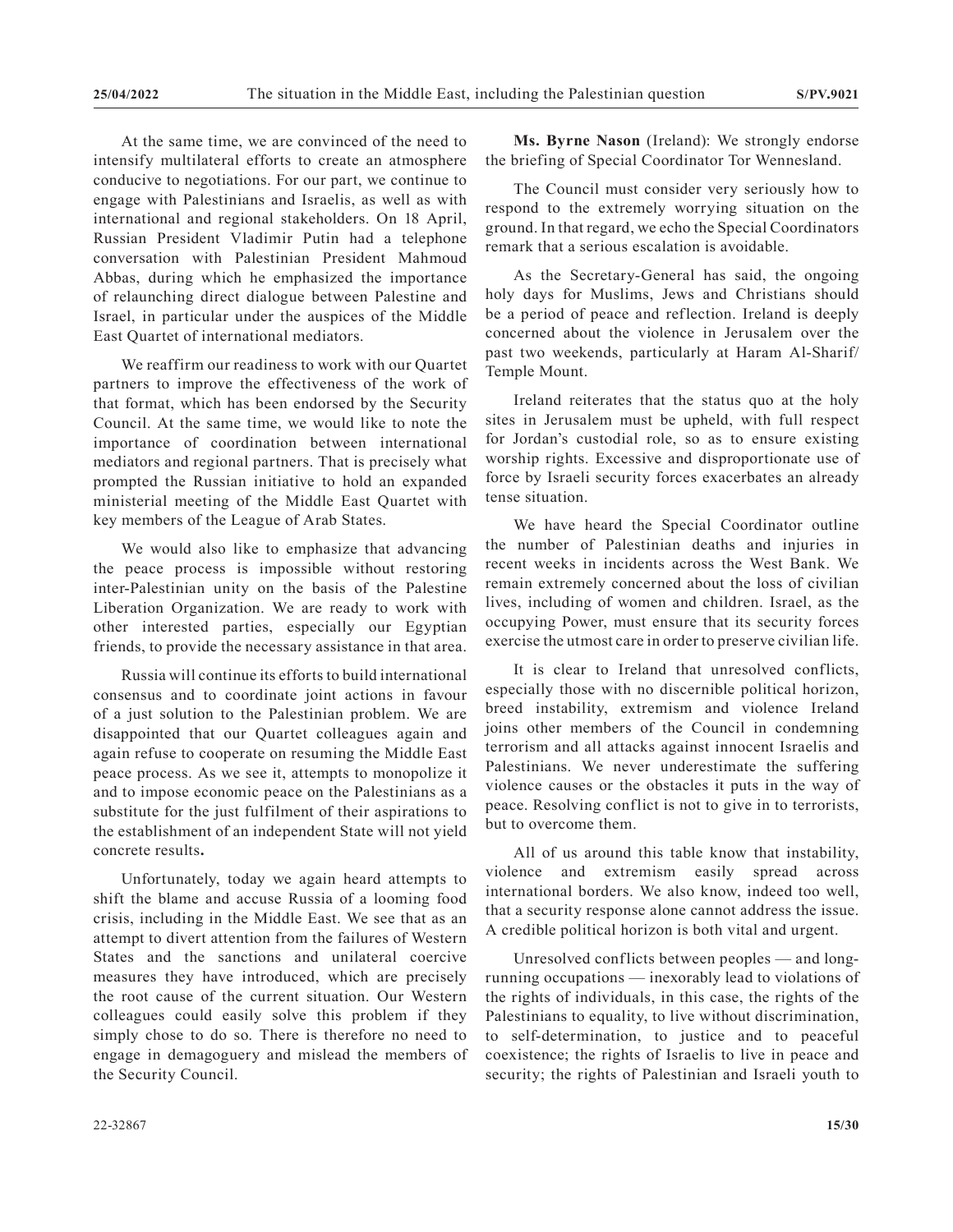At the same time, we are convinced of the need to intensify multilateral efforts to create an atmosphere conducive to negotiations. For our part, we continue to engage with Palestinians and Israelis, as well as with international and regional stakeholders. On 18 April, Russian President Vladimir Putin had a telephone conversation with Palestinian President Mahmoud Abbas, during which he emphasized the importance of relaunching direct dialogue between Palestine and Israel, in particular under the auspices of the Middle East Quartet of international mediators.

We reaffirm our readiness to work with our Quartet partners to improve the effectiveness of the work of that format, which has been endorsed by the Security Council. At the same time, we would like to note the importance of coordination between international mediators and regional partners. That is precisely what prompted the Russian initiative to hold an expanded ministerial meeting of the Middle East Quartet with key members of the League of Arab States.

We would also like to emphasize that advancing the peace process is impossible without restoring inter-Palestinian unity on the basis of the Palestine Liberation Organization. We are ready to work with other interested parties, especially our Egyptian friends, to provide the necessary assistance in that area.

Russia will continue its efforts to build international consensus and to coordinate joint actions in favour of a just solution to the Palestinian problem. We are disappointed that our Quartet colleagues again and again refuse to cooperate on resuming the Middle East peace process. As we see it, attempts to monopolize it and to impose economic peace on the Palestinians as a substitute for the just fulfilment of their aspirations to the establishment of an independent State will not yield concrete results**.**

Unfortunately, today we again heard attempts to shift the blame and accuse Russia of a looming food crisis, including in the Middle East. We see that as an attempt to divert attention from the failures of Western States and the sanctions and unilateral coercive measures they have introduced, which are precisely the root cause of the current situation. Our Western colleagues could easily solve this problem if they simply chose to do so. There is therefore no need to engage in demagoguery and mislead the members of the Security Council.

**Ms. Byrne Nason** (Ireland): We strongly endorse the briefing of Special Coordinator Tor Wennesland.

The Council must consider very seriously how to respond to the extremely worrying situation on the ground. In that regard, we echo the Special Coordinators remark that a serious escalation is avoidable.

As the Secretary-General has said, the ongoing holy days for Muslims, Jews and Christians should be a period of peace and reflection. Ireland is deeply concerned about the violence in Jerusalem over the past two weekends, particularly at Haram Al-Sharif/Temple Mount.

Ireland reiterates that the status quo at the holy sites in Jerusalem must be upheld, with full respect for Jordan's custodial role, so as to ensure existing worship rights. Excessive and disproportionate use of force by Israeli security forces exacerbates an already tense situation.

We have heard the Special Coordinator outline the number of Palestinian deaths and injuries in recent weeks in incidents across the West Bank. We remain extremely concerned about the loss of civilian lives, including of women and children. Israel, as the occupying Power, must ensure that its security forces exercise the utmost care in order to preserve civilian life.

It is clear to Ireland that unresolved conflicts, especially those with no discernible political horizon, breed instability, extremism and violence Ireland joins other members of the Council in condemning terrorism and all attacks against innocent Israelis and Palestinians. We never underestimate the suffering violence causes or the obstacles it puts in the way of peace. Resolving conflict is not to give in to terrorists, but to overcome them.

All of us around this table know that instability, violence and extremism easily spread across international borders. We also know, indeed too well, that a security response alone cannot address the issue. A credible political horizon is both vital and urgent.

Unresolved conflicts between peoples — and long-running occupations — inexorably lead to violations of the rights of individuals, in this case, the rights of the Palestinians to equality, to live without discrimination, to self-determination, to justice and to peaceful coexistence; the rights of Israelis to live in peace and security; the rights of Palestinian and Israeli youth to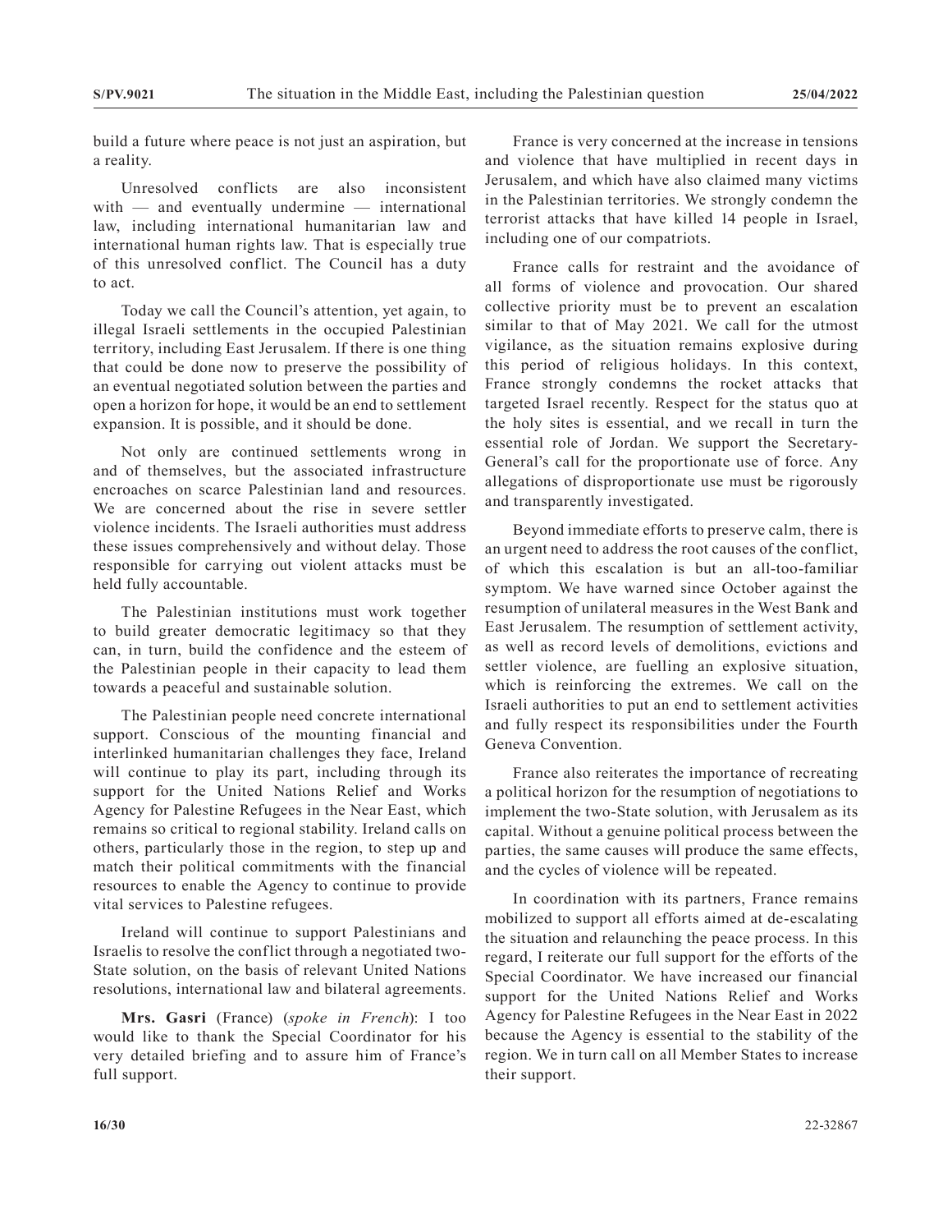build a future where peace is not just an aspiration, but a reality.

Unresolved conflicts are also inconsistent with — and eventually undermine — international law, including international humanitarian law and international human rights law. That is especially true of this unresolved conflict. The Council has a duty to act.

Today we call the Council's attention, yet again, to illegal Israeli settlements in the occupied Palestinian territory, including East Jerusalem. If there is one thing that could be done now to preserve the possibility of an eventual negotiated solution between the parties and open a horizon for hope, it would be an end to settlement expansion. It is possible, and it should be done.

Not only are continued settlements wrong in and of themselves, but the associated infrastructure encroaches on scarce Palestinian land and resources. We are concerned about the rise in severe settler violence incidents. The Israeli authorities must address these issues comprehensively and without delay. Those responsible for carrying out violent attacks must be held fully accountable.

The Palestinian institutions must work together to build greater democratic legitimacy so that they can, in turn, build the confidence and the esteem of the Palestinian people in their capacity to lead them towards a peaceful and sustainable solution.

The Palestinian people need concrete international support. Conscious of the mounting financial and interlinked humanitarian challenges they face, Ireland will continue to play its part, including through its support for the United Nations Relief and Works Agency for Palestine Refugees in the Near East, which remains so critical to regional stability. Ireland calls on others, particularly those in the region, to step up and match their political commitments with the financial resources to enable the Agency to continue to provide vital services to Palestine refugees.

Ireland will continue to support Palestinians and Israelis to resolve the conflict through a negotiated two-State solution, on the basis of relevant United Nations resolutions, international law and bilateral agreements.

**Mrs. Gasri** (France) (*spoke in French*): I too would like to thank the Special Coordinator for his very detailed briefing and to assure him of France's full support.

France is very concerned at the increase in tensions and violence that have multiplied in recent days in Jerusalem, and which have also claimed many victims in the Palestinian territories. We strongly condemn the terrorist attacks that have killed 14 people in Israel, including one of our compatriots.

France calls for restraint and the avoidance of all forms of violence and provocation. Our shared collective priority must be to prevent an escalation similar to that of May 2021. We call for the utmost vigilance, as the situation remains explosive during this period of religious holidays. In this context, France strongly condemns the rocket attacks that targeted Israel recently. Respect for the status quo at the holy sites is essential, and we recall in turn the essential role of Jordan. We support the Secretary-General's call for the proportionate use of force. Any allegations of disproportionate use must be rigorously and transparently investigated.

Beyond immediate efforts to preserve calm, there is an urgent need to address the root causes of the conflict, of which this escalation is but an all-too-familiar symptom. We have warned since October against the resumption of unilateral measures in the West Bank and East Jerusalem. The resumption of settlement activity, as well as record levels of demolitions, evictions and settler violence, are fuelling an explosive situation, which is reinforcing the extremes. We call on the Israeli authorities to put an end to settlement activities and fully respect its responsibilities under the Fourth Geneva Convention.

France also reiterates the importance of recreating a political horizon for the resumption of negotiations to implement the two-State solution, with Jerusalem as its capital. Without a genuine political process between the parties, the same causes will produce the same effects, and the cycles of violence will be repeated.

In coordination with its partners, France remains mobilized to support all efforts aimed at de-escalating the situation and relaunching the peace process. In this regard, I reiterate our full support for the efforts of the Special Coordinator. We have increased our financial support for the United Nations Relief and Works Agency for Palestine Refugees in the Near East in 2022 because the Agency is essential to the stability of the region. We in turn call on all Member States to increase their support.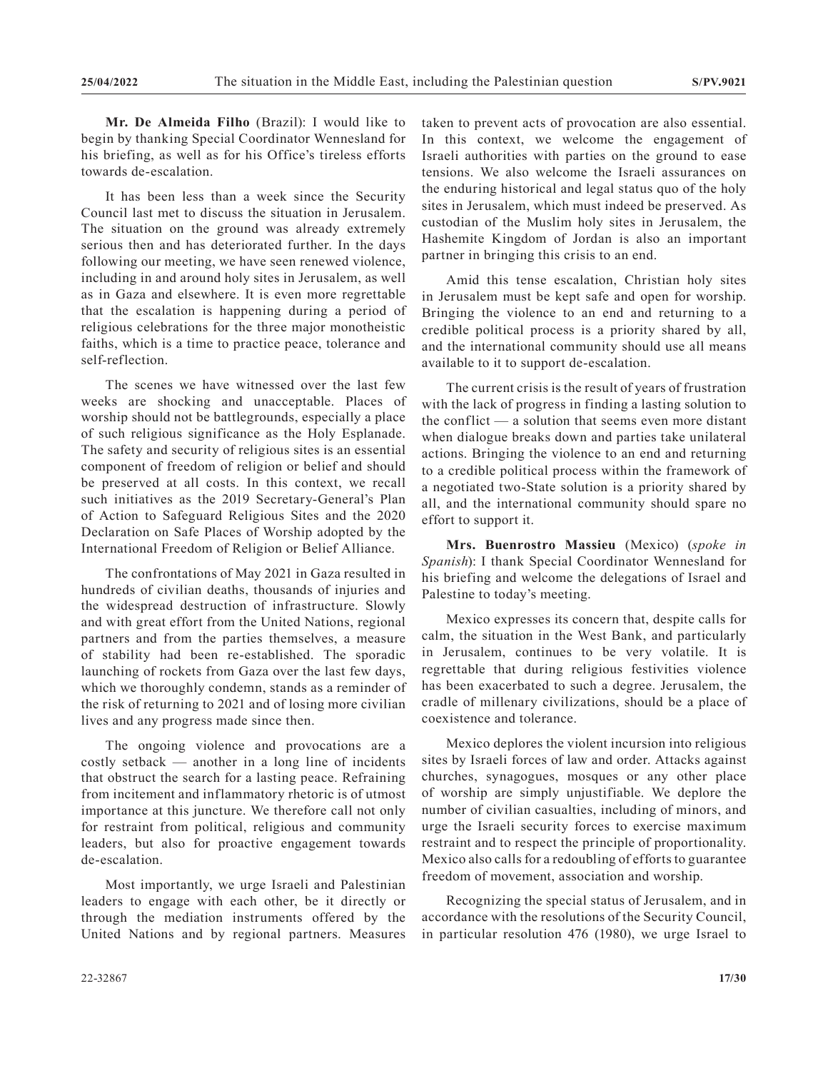**Mr. De Almeida Filho** (Brazil): I would like to begin by thanking Special Coordinator Wennesland for his briefing, as well as for his Office's tireless efforts towards de-escalation.

It has been less than a week since the Security Council last met to discuss the situation in Jerusalem. The situation on the ground was already extremely serious then and has deteriorated further. In the days following our meeting, we have seen renewed violence, including in and around holy sites in Jerusalem, as well as in Gaza and elsewhere. It is even more regrettable that the escalation is happening during a period of religious celebrations for the three major monotheistic faiths, which is a time to practice peace, tolerance and self-reflection.

The scenes we have witnessed over the last few weeks are shocking and unacceptable. Places of worship should not be battlegrounds, especially a place of such religious significance as the Holy Esplanade. The safety and security of religious sites is an essential component of freedom of religion or belief and should be preserved at all costs. In this context, we recall such initiatives as the 2019 Secretary-General's Plan of Action to Safeguard Religious Sites and the 2020 Declaration on Safe Places of Worship adopted by the International Freedom of Religion or Belief Alliance.

The confrontations of May 2021 in Gaza resulted in hundreds of civilian deaths, thousands of injuries and the widespread destruction of infrastructure. Slowly and with great effort from the United Nations, regional partners and from the parties themselves, a measure of stability had been re-established. The sporadic launching of rockets from Gaza over the last few days, which we thoroughly condemn, stands as a reminder of the risk of returning to 2021 and of losing more civilian lives and any progress made since then.

The ongoing violence and provocations are a costly setback — another in a long line of incidents that obstruct the search for a lasting peace. Refraining from incitement and inflammatory rhetoric is of utmost importance at this juncture. We therefore call not only for restraint from political, religious and community leaders, but also for proactive engagement towards de-escalation.

Most importantly, we urge Israeli and Palestinian leaders to engage with each other, be it directly or through the mediation instruments offered by the United Nations and by regional partners. Measures taken to prevent acts of provocation are also essential. In this context, we welcome the engagement of Israeli authorities with parties on the ground to ease tensions. We also welcome the Israeli assurances on the enduring historical and legal status quo of the holy sites in Jerusalem, which must indeed be preserved. As custodian of the Muslim holy sites in Jerusalem, the Hashemite Kingdom of Jordan is also an important partner in bringing this crisis to an end.

Amid this tense escalation, Christian holy sites in Jerusalem must be kept safe and open for worship. Bringing the violence to an end and returning to a credible political process is a priority shared by all, and the international community should use all means available to it to support de-escalation.

The current crisis is the result of years of frustration with the lack of progress in finding a lasting solution to the conflict — a solution that seems even more distant when dialogue breaks down and parties take unilateral actions. Bringing the violence to an end and returning to a credible political process within the framework of a negotiated two-State solution is a priority shared by all, and the international community should spare no effort to support it.

**Mrs. Buenrostro Massieu** (Mexico) (*spoke in Spanish*): I thank Special Coordinator Wennesland for his briefing and welcome the delegations of Israel and Palestine to today's meeting.

Mexico expresses its concern that, despite calls for calm, the situation in the West Bank, and particularly in Jerusalem, continues to be very volatile. It is regrettable that during religious festivities violence has been exacerbated to such a degree. Jerusalem, the cradle of millenary civilizations, should be a place of coexistence and tolerance.

Mexico deplores the violent incursion into religious sites by Israeli forces of law and order. Attacks against churches, synagogues, mosques or any other place of worship are simply unjustifiable. We deplore the number of civilian casualties, including of minors, and urge the Israeli security forces to exercise maximum restraint and to respect the principle of proportionality. Mexico also calls for a redoubling of efforts to guarantee freedom of movement, association and worship.

Recognizing the special status of Jerusalem, and in accordance with the resolutions of the Security Council, in particular resolution 476 (1980), we urge Israel to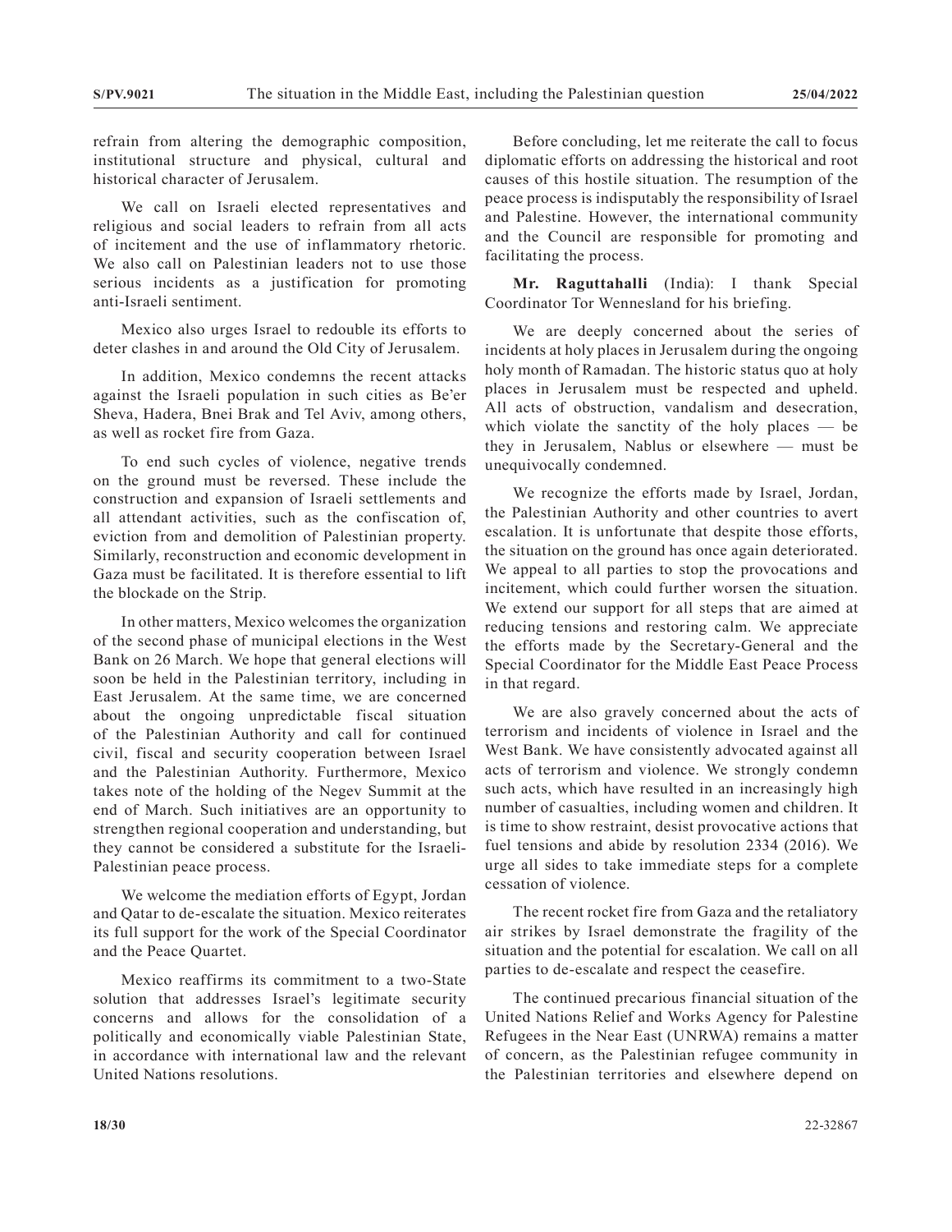refrain from altering the demographic composition, institutional structure and physical, cultural and historical character of Jerusalem.

We call on Israeli elected representatives and religious and social leaders to refrain from all acts of incitement and the use of inflammatory rhetoric. We also call on Palestinian leaders not to use those serious incidents as a justification for promoting anti-Israeli sentiment.

Mexico also urges Israel to redouble its efforts to deter clashes in and around the Old City of Jerusalem.

In addition, Mexico condemns the recent attacks against the Israeli population in such cities as Be'er Sheva, Hadera, Bnei Brak and Tel Aviv, among others, as well as rocket fire from Gaza.

To end such cycles of violence, negative trends on the ground must be reversed. These include the construction and expansion of Israeli settlements and all attendant activities, such as the confiscation of, eviction from and demolition of Palestinian property. Similarly, reconstruction and economic development in Gaza must be facilitated. It is therefore essential to lift the blockade on the Strip.

In other matters, Mexico welcomes the organization of the second phase of municipal elections in the West Bank on 26 March. We hope that general elections will soon be held in the Palestinian territory, including in East Jerusalem. At the same time, we are concerned about the ongoing unpredictable fiscal situation of the Palestinian Authority and call for continued civil, fiscal and security cooperation between Israel and the Palestinian Authority. Furthermore, Mexico takes note of the holding of the Negev Summit at the end of March. Such initiatives are an opportunity to strengthen regional cooperation and understanding, but they cannot be considered a substitute for the Israeli-Palestinian peace process.

We welcome the mediation efforts of Egypt, Jordan and Qatar to de-escalate the situation. Mexico reiterates its full support for the work of the Special Coordinator and the Peace Quartet.

Mexico reaffirms its commitment to a two-State solution that addresses Israel's legitimate security concerns and allows for the consolidation of a politically and economically viable Palestinian State, in accordance with international law and the relevant United Nations resolutions.

Before concluding, let me reiterate the call to focus diplomatic efforts on addressing the historical and root causes of this hostile situation. The resumption of the peace process is indisputably the responsibility of Israel and Palestine. However, the international community and the Council are responsible for promoting and facilitating the process.

**Mr. Raguttahalli** (India): I thank Special Coordinator Tor Wennesland for his briefing.

We are deeply concerned about the series of incidents at holy places in Jerusalem during the ongoing holy month of Ramadan. The historic status quo at holy places in Jerusalem must be respected and upheld. All acts of obstruction, vandalism and desecration, which violate the sanctity of the holy places — be they in Jerusalem, Nablus or elsewhere — must be unequivocally condemned.

We recognize the efforts made by Israel, Jordan, the Palestinian Authority and other countries to avert escalation. It is unfortunate that despite those efforts, the situation on the ground has once again deteriorated. We appeal to all parties to stop the provocations and incitement, which could further worsen the situation. We extend our support for all steps that are aimed at reducing tensions and restoring calm. We appreciate the efforts made by the Secretary-General and the Special Coordinator for the Middle East Peace Process in that regard.

We are also gravely concerned about the acts of terrorism and incidents of violence in Israel and the West Bank. We have consistently advocated against all acts of terrorism and violence. We strongly condemn such acts, which have resulted in an increasingly high number of casualties, including women and children. It is time to show restraint, desist provocative actions that fuel tensions and abide by resolution 2334 (2016). We urge all sides to take immediate steps for a complete cessation of violence.

The recent rocket fire from Gaza and the retaliatory air strikes by Israel demonstrate the fragility of the situation and the potential for escalation. We call on all parties to de-escalate and respect the ceasefire.

The continued precarious financial situation of the United Nations Relief and Works Agency for Palestine Refugees in the Near East (UNRWA) remains a matter of concern, as the Palestinian refugee community in the Palestinian territories and elsewhere depend on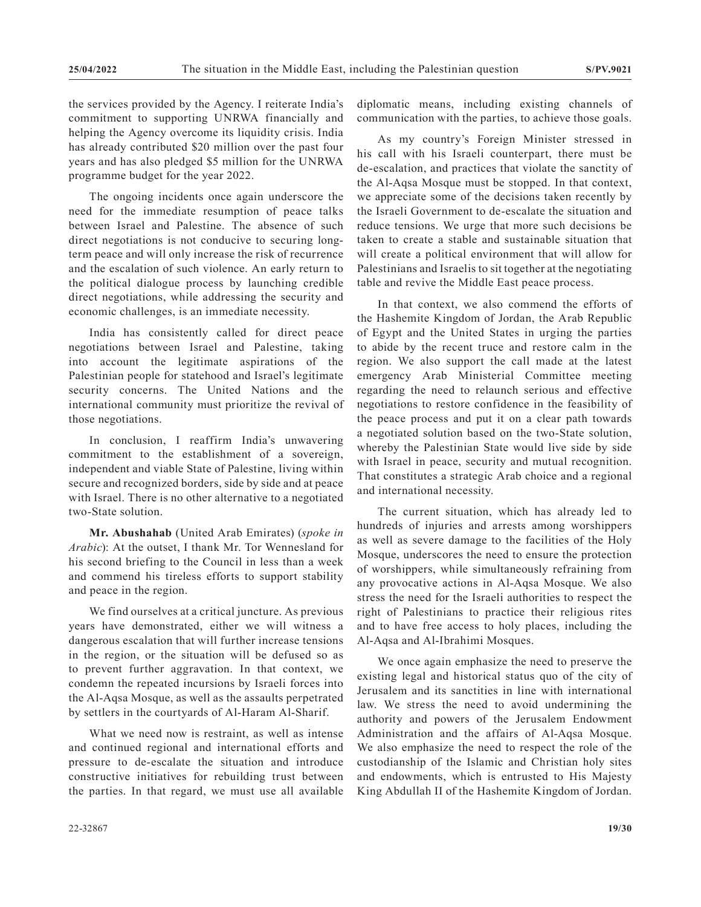the services provided by the Agency. I reiterate India's commitment to supporting UNRWA financially and helping the Agency overcome its liquidity crisis. India has already contributed \$20 million over the past four years and has also pledged \$5 million for the UNRWA programme budget for the year 2022.

The ongoing incidents once again underscore the need for the immediate resumption of peace talks between Israel and Palestine. The absence of such direct negotiations is not conducive to securing long-term peace and will only increase the risk of recurrence and the escalation of such violence. An early return to the political dialogue process by launching credible direct negotiations, while addressing the security and economic challenges, is an immediate necessity.

India has consistently called for direct peace negotiations between Israel and Palestine, taking into account the legitimate aspirations of the Palestinian people for statehood and Israel's legitimate security concerns. The United Nations and the international community must prioritize the revival of those negotiations.

In conclusion, I reaffirm India's unwavering commitment to the establishment of a sovereign, independent and viable State of Palestine, living within secure and recognized borders, side by side and at peace with Israel. There is no other alternative to a negotiated two-State solution.

**Mr. Abushahab** (United Arab Emirates) (*spoke in Arabic*): At the outset, I thank Mr. Tor Wennesland for his second briefing to the Council in less than a week and commend his tireless efforts to support stability and peace in the region.

We find ourselves at a critical juncture. As previous years have demonstrated, either we will witness a dangerous escalation that will further increase tensions in the region, or the situation will be defused so as to prevent further aggravation. In that context, we condemn the repeated incursions by Israeli forces into the Al-Aqsa Mosque, as well as the assaults perpetrated by settlers in the courtyards of Al-Haram Al-Sharif.

What we need now is restraint, as well as intense and continued regional and international efforts and pressure to de-escalate the situation and introduce constructive initiatives for rebuilding trust between the parties. In that regard, we must use all available diplomatic means, including existing channels of communication with the parties, to achieve those goals.

As my country's Foreign Minister stressed in his call with his Israeli counterpart, there must be de-escalation, and practices that violate the sanctity of the Al-Aqsa Mosque must be stopped. In that context, we appreciate some of the decisions taken recently by the Israeli Government to de-escalate the situation and reduce tensions. We urge that more such decisions be taken to create a stable and sustainable situation that will create a political environment that will allow for Palestinians and Israelis to sit together at the negotiating table and revive the Middle East peace process.

In that context, we also commend the efforts of the Hashemite Kingdom of Jordan, the Arab Republic of Egypt and the United States in urging the parties to abide by the recent truce and restore calm in the region. We also support the call made at the latest emergency Arab Ministerial Committee meeting regarding the need to relaunch serious and effective negotiations to restore confidence in the feasibility of the peace process and put it on a clear path towards a negotiated solution based on the two-State solution, whereby the Palestinian State would live side by side with Israel in peace, security and mutual recognition. That constitutes a strategic Arab choice and a regional and international necessity.

The current situation, which has already led to hundreds of injuries and arrests among worshippers as well as severe damage to the facilities of the Holy Mosque, underscores the need to ensure the protection of worshippers, while simultaneously refraining from any provocative actions in Al-Aqsa Mosque. We also stress the need for the Israeli authorities to respect the right of Palestinians to practice their religious rites and to have free access to holy places, including the Al-Aqsa and Al-Ibrahimi Mosques.

We once again emphasize the need to preserve the existing legal and historical status quo of the city of Jerusalem and its sanctities in line with international law. We stress the need to avoid undermining the authority and powers of the Jerusalem Endowment Administration and the affairs of Al-Aqsa Mosque. We also emphasize the need to respect the role of the custodianship of the Islamic and Christian holy sites and endowments, which is entrusted to His Majesty King Abdullah II of the Hashemite Kingdom of Jordan.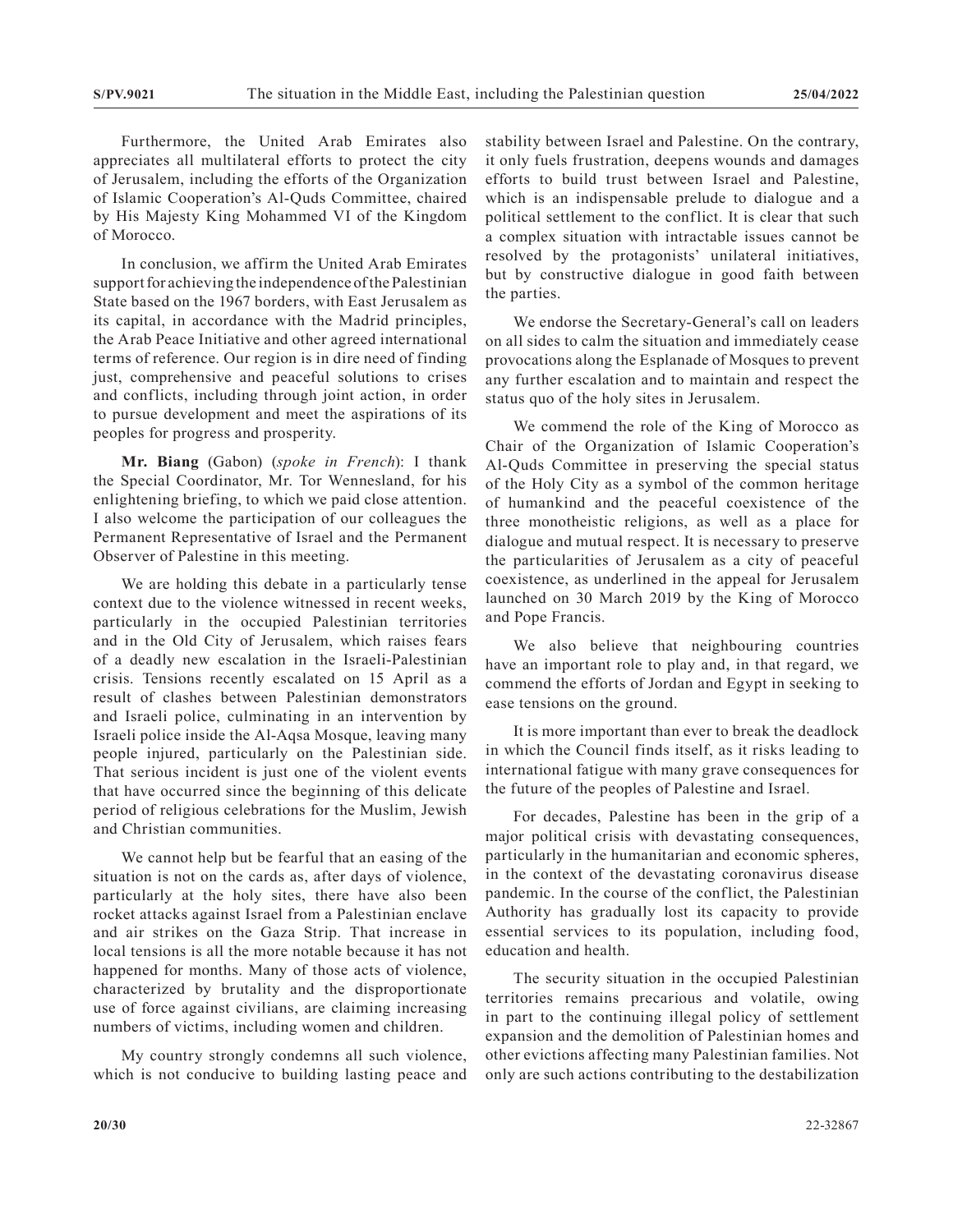Furthermore, the United Arab Emirates also appreciates all multilateral efforts to protect the city of Jerusalem, including the efforts of the Organization of Islamic Cooperation's Al-Quds Committee, chaired by His Majesty King Mohammed VI of the Kingdom of Morocco.

In conclusion, we affirm the United Arab Emirates support for achieving the independence of the Palestinian State based on the 1967 borders, with East Jerusalem as its capital, in accordance with the Madrid principles, the Arab Peace Initiative and other agreed international terms of reference. Our region is in dire need of finding just, comprehensive and peaceful solutions to crises and conflicts, including through joint action, in order to pursue development and meet the aspirations of its peoples for progress and prosperity.

**Mr. Biang** (Gabon) (*spoke in French*): I thank the Special Coordinator, Mr. Tor Wennesland, for his enlightening briefing, to which we paid close attention. I also welcome the participation of our colleagues the Permanent Representative of Israel and the Permanent Observer of Palestine in this meeting.

We are holding this debate in a particularly tense context due to the violence witnessed in recent weeks, particularly in the occupied Palestinian territories and in the Old City of Jerusalem, which raises fears of a deadly new escalation in the Israeli-Palestinian crisis. Tensions recently escalated on 15 April as a result of clashes between Palestinian demonstrators and Israeli police, culminating in an intervention by Israeli police inside the Al-Aqsa Mosque, leaving many people injured, particularly on the Palestinian side. That serious incident is just one of the violent events that have occurred since the beginning of this delicate period of religious celebrations for the Muslim, Jewish and Christian communities.

We cannot help but be fearful that an easing of the situation is not on the cards as, after days of violence, particularly at the holy sites, there have also been rocket attacks against Israel from a Palestinian enclave and air strikes on the Gaza Strip. That increase in local tensions is all the more notable because it has not happened for months. Many of those acts of violence, characterized by brutality and the disproportionate use of force against civilians, are claiming increasing numbers of victims, including women and children.

My country strongly condemns all such violence, which is not conducive to building lasting peace and stability between Israel and Palestine. On the contrary, it only fuels frustration, deepens wounds and damages efforts to build trust between Israel and Palestine, which is an indispensable prelude to dialogue and a political settlement to the conflict. It is clear that such a complex situation with intractable issues cannot be resolved by the protagonists' unilateral initiatives, but by constructive dialogue in good faith between the parties.

We endorse the Secretary-General's call on leaders on all sides to calm the situation and immediately cease provocations along the Esplanade of Mosques to prevent any further escalation and to maintain and respect the status quo of the holy sites in Jerusalem.

We commend the role of the King of Morocco as Chair of the Organization of Islamic Cooperation's Al-Quds Committee in preserving the special status of the Holy City as a symbol of the common heritage of humankind and the peaceful coexistence of the three monotheistic religions, as well as a place for dialogue and mutual respect. It is necessary to preserve the particularities of Jerusalem as a city of peaceful coexistence, as underlined in the appeal for Jerusalem launched on 30 March 2019 by the King of Morocco and Pope Francis.

We also believe that neighbouring countries have an important role to play and, in that regard, we commend the efforts of Jordan and Egypt in seeking to ease tensions on the ground.

It is more important than ever to break the deadlock in which the Council finds itself, as it risks leading to international fatigue with many grave consequences for the future of the peoples of Palestine and Israel.

For decades, Palestine has been in the grip of a major political crisis with devastating consequences, particularly in the humanitarian and economic spheres, in the context of the devastating coronavirus disease pandemic. In the course of the conflict, the Palestinian Authority has gradually lost its capacity to provide essential services to its population, including food, education and health.

The security situation in the occupied Palestinian territories remains precarious and volatile, owing in part to the continuing illegal policy of settlement expansion and the demolition of Palestinian homes and other evictions affecting many Palestinian families. Not only are such actions contributing to the destabilization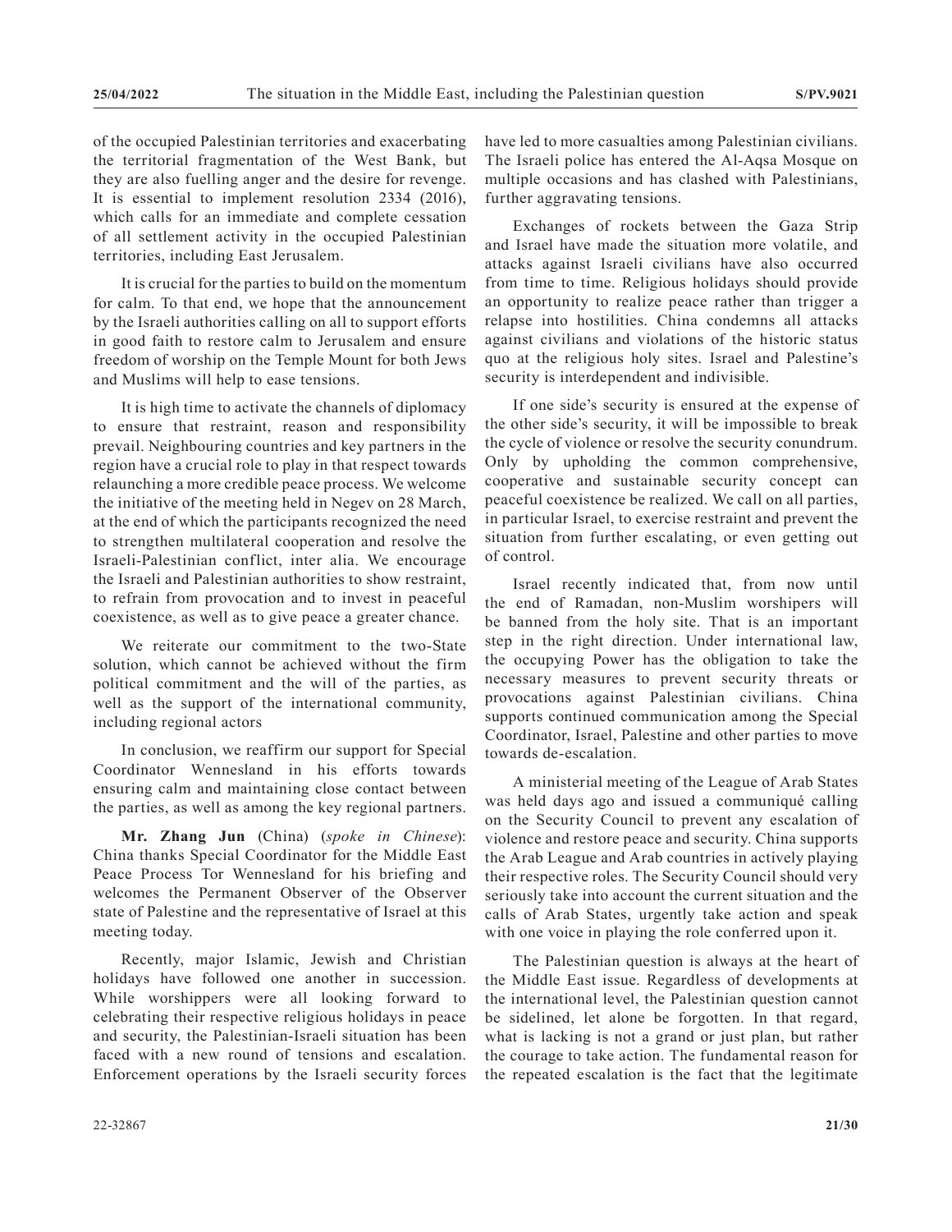of the occupied Palestinian territories and exacerbating the territorial fragmentation of the West Bank, but they are also fuelling anger and the desire for revenge. It is essential to implement resolution 2334 (2016), which calls for an immediate and complete cessation of all settlement activity in the occupied Palestinian territories, including East Jerusalem.

It is crucial for the parties to build on the momentum for calm. To that end, we hope that the announcement by the Israeli authorities calling on all to support efforts in good faith to restore calm to Jerusalem and ensure freedom of worship on the Temple Mount for both Jews and Muslims will help to ease tensions.

It is high time to activate the channels of diplomacy to ensure that restraint, reason and responsibility prevail. Neighbouring countries and key partners in the region have a crucial role to play in that respect towards relaunching a more credible peace process. We welcome the initiative of the meeting held in Negev on 28 March, at the end of which the participants recognized the need to strengthen multilateral cooperation and resolve the Israeli-Palestinian conflict, inter alia. We encourage the Israeli and Palestinian authorities to show restraint, to refrain from provocation and to invest in peaceful coexistence, as well as to give peace a greater chance.

We reiterate our commitment to the two-State solution, which cannot be achieved without the firm political commitment and the will of the parties, as well as the support of the international community, including regional actors

In conclusion, we reaffirm our support for Special Coordinator Wennesland in his efforts towards ensuring calm and maintaining close contact between the parties, as well as among the key regional partners.

**Mr. Zhang Jun** (China) (*spoke in Chinese*): China thanks Special Coordinator for the Middle East Peace Process Tor Wennesland for his briefing and welcomes the Permanent Observer of the Observer state of Palestine and the representative of Israel at this meeting today.

Recently, major Islamic, Jewish and Christian holidays have followed one another in succession. While worshippers were all looking forward to celebrating their respective religious holidays in peace and security, the Palestinian-Israeli situation has been faced with a new round of tensions and escalation. Enforcement operations by the Israeli security forces have led to more casualties among Palestinian civilians. The Israeli police has entered the Al-Aqsa Mosque on multiple occasions and has clashed with Palestinians, further aggravating tensions.

Exchanges of rockets between the Gaza Strip and Israel have made the situation more volatile, and attacks against Israeli civilians have also occurred from time to time. Religious holidays should provide an opportunity to realize peace rather than trigger a relapse into hostilities. China condemns all attacks against civilians and violations of the historic status quo at the religious holy sites. Israel and Palestine's security is interdependent and indivisible.

If one side's security is ensured at the expense of the other side's security, it will be impossible to break the cycle of violence or resolve the security conundrum. Only by upholding the common comprehensive, cooperative and sustainable security concept can peaceful coexistence be realized. We call on all parties, in particular Israel, to exercise restraint and prevent the situation from further escalating, or even getting out of control.

Israel recently indicated that, from now until the end of Ramadan, non-Muslim worshipers will be banned from the holy site. That is an important step in the right direction. Under international law, the occupying Power has the obligation to take the necessary measures to prevent security threats or provocations against Palestinian civilians. China supports continued communication among the Special Coordinator, Israel, Palestine and other parties to move towards de-escalation.

A ministerial meeting of the League of Arab States was held days ago and issued a communiqué calling on the Security Council to prevent any escalation of violence and restore peace and security. China supports the Arab League and Arab countries in actively playing their respective roles. The Security Council should very seriously take into account the current situation and the calls of Arab States, urgently take action and speak with one voice in playing the role conferred upon it.

The Palestinian question is always at the heart of the Middle East issue. Regardless of developments at the international level, the Palestinian question cannot be sidelined, let alone be forgotten. In that regard, what is lacking is not a grand or just plan, but rather the courage to take action. The fundamental reason for the repeated escalation is the fact that the legitimate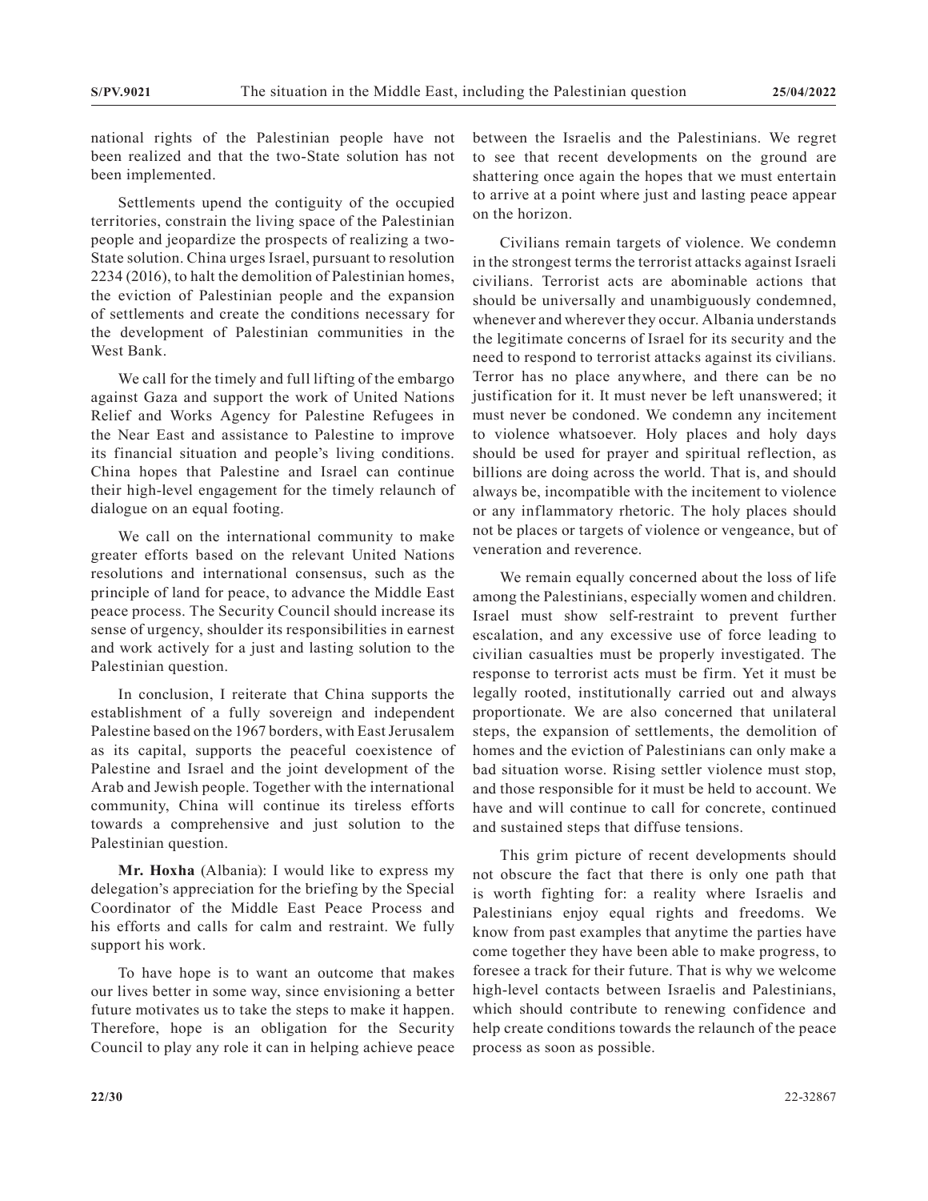national rights of the Palestinian people have not been realized and that the two-State solution has not been implemented.

Settlements upend the contiguity of the occupied territories, constrain the living space of the Palestinian people and jeopardize the prospects of realizing a two-State solution. China urges Israel, pursuant to resolution 2234 (2016), to halt the demolition of Palestinian homes, the eviction of Palestinian people and the expansion of settlements and create the conditions necessary for the development of Palestinian communities in the West Bank.

We call for the timely and full lifting of the embargo against Gaza and support the work of United Nations Relief and Works Agency for Palestine Refugees in the Near East and assistance to Palestine to improve its financial situation and people's living conditions. China hopes that Palestine and Israel can continue their high-level engagement for the timely relaunch of dialogue on an equal footing.

We call on the international community to make greater efforts based on the relevant United Nations resolutions and international consensus, such as the principle of land for peace, to advance the Middle East peace process. The Security Council should increase its sense of urgency, shoulder its responsibilities in earnest and work actively for a just and lasting solution to the Palestinian question.

In conclusion, I reiterate that China supports the establishment of a fully sovereign and independent Palestine based on the 1967 borders, with East Jerusalem as its capital, supports the peaceful coexistence of Palestine and Israel and the joint development of the Arab and Jewish people. Together with the international community, China will continue its tireless efforts towards a comprehensive and just solution to the Palestinian question.

**Mr. Hoxha** (Albania): I would like to express my delegation's appreciation for the briefing by the Special Coordinator of the Middle East Peace Process and his efforts and calls for calm and restraint. We fully support his work.

To have hope is to want an outcome that makes our lives better in some way, since envisioning a better future motivates us to take the steps to make it happen. Therefore, hope is an obligation for the Security Council to play any role it can in helping achieve peace between the Israelis and the Palestinians. We regret to see that recent developments on the ground are shattering once again the hopes that we must entertain to arrive at a point where just and lasting peace appear on the horizon.

Civilians remain targets of violence. We condemn in the strongest terms the terrorist attacks against Israeli civilians. Terrorist acts are abominable actions that should be universally and unambiguously condemned, whenever and wherever they occur. Albania understands the legitimate concerns of Israel for its security and the need to respond to terrorist attacks against its civilians. Terror has no place anywhere, and there can be no justification for it. It must never be left unanswered; it must never be condoned. We condemn any incitement to violence whatsoever. Holy places and holy days should be used for prayer and spiritual reflection, as billions are doing across the world. That is, and should always be, incompatible with the incitement to violence or any inflammatory rhetoric. The holy places should not be places or targets of violence or vengeance, but of veneration and reverence.

We remain equally concerned about the loss of life among the Palestinians, especially women and children. Israel must show self-restraint to prevent further escalation, and any excessive use of force leading to civilian casualties must be properly investigated. The response to terrorist acts must be firm. Yet it must be legally rooted, institutionally carried out and always proportionate. We are also concerned that unilateral steps, the expansion of settlements, the demolition of homes and the eviction of Palestinians can only make a bad situation worse. Rising settler violence must stop, and those responsible for it must be held to account. We have and will continue to call for concrete, continued and sustained steps that diffuse tensions.

This grim picture of recent developments should not obscure the fact that there is only one path that is worth fighting for: a reality where Israelis and Palestinians enjoy equal rights and freedoms. We know from past examples that anytime the parties have come together they have been able to make progress, to foresee a track for their future. That is why we welcome high-level contacts between Israelis and Palestinians, which should contribute to renewing confidence and help create conditions towards the relaunch of the peace process as soon as possible.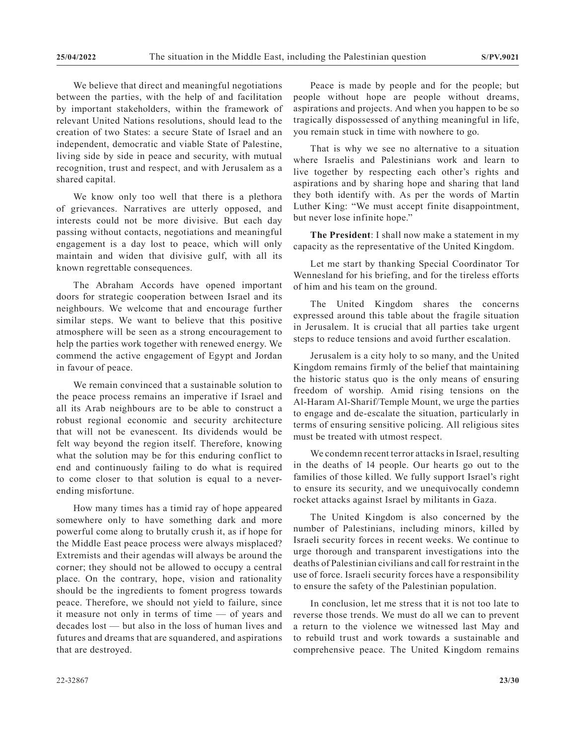We believe that direct and meaningful negotiations between the parties, with the help of and facilitation by important stakeholders, within the framework of relevant United Nations resolutions, should lead to the creation of two States: a secure State of Israel and an independent, democratic and viable State of Palestine, living side by side in peace and security, with mutual recognition, trust and respect, and with Jerusalem as a shared capital.

We know only too well that there is a plethora of grievances. Narratives are utterly opposed, and interests could not be more divisive. But each day passing without contacts, negotiations and meaningful engagement is a day lost to peace, which will only maintain and widen that divisive gulf, with all its known regrettable consequences.

The Abraham Accords have opened important doors for strategic cooperation between Israel and its neighbours. We welcome that and encourage further similar steps. We want to believe that this positive atmosphere will be seen as a strong encouragement to help the parties work together with renewed energy. We commend the active engagement of Egypt and Jordan in favour of peace.

We remain convinced that a sustainable solution to the peace process remains an imperative if Israel and all its Arab neighbours are to be able to construct a robust regional economic and security architecture that will not be evanescent. Its dividends would be felt way beyond the region itself. Therefore, knowing what the solution may be for this enduring conflict to end and continuously failing to do what is required to come closer to that solution is equal to a never-ending misfortune.

How many times has a timid ray of hope appeared somewhere only to have something dark and more powerful come along to brutally crush it, as if hope for the Middle East peace process were always misplaced? Extremists and their agendas will always be around the corner; they should not be allowed to occupy a central place. On the contrary, hope, vision and rationality should be the ingredients to foment progress towards peace. Therefore, we should not yield to failure, since it measure not only in terms of time — of years and decades lost — but also in the loss of human lives and futures and dreams that are squandered, and aspirations that are destroyed.

Peace is made by people and for the people; but people without hope are people without dreams, aspirations and projects. And when you happen to be so tragically dispossessed of anything meaningful in life, you remain stuck in time with nowhere to go.

That is why we see no alternative to a situation where Israelis and Palestinians work and learn to live together by respecting each other's rights and aspirations and by sharing hope and sharing that land they both identify with. As per the words of Martin Luther King: "We must accept finite disappointment, but never lose infinite hope."

**The President**: I shall now make a statement in my capacity as the representative of the United Kingdom.

Let me start by thanking Special Coordinator Tor Wennesland for his briefing, and for the tireless efforts of him and his team on the ground.

The United Kingdom shares the concerns expressed around this table about the fragile situation in Jerusalem. It is crucial that all parties take urgent steps to reduce tensions and avoid further escalation.

Jerusalem is a city holy to so many, and the United Kingdom remains firmly of the belief that maintaining the historic status quo is the only means of ensuring freedom of worship. Amid rising tensions on the Al-Haram Al-Sharif/Temple Mount, we urge the parties to engage and de-escalate the situation, particularly in terms of ensuring sensitive policing. All religious sites must be treated with utmost respect.

We condemn recent terror attacks in Israel, resulting in the deaths of 14 people. Our hearts go out to the families of those killed. We fully support Israel's right to ensure its security, and we unequivocally condemn rocket attacks against Israel by militants in Gaza.

The United Kingdom is also concerned by the number of Palestinians, including minors, killed by Israeli security forces in recent weeks. We continue to urge thorough and transparent investigations into the deaths of Palestinian civilians and call for restraint in the use of force. Israeli security forces have a responsibility to ensure the safety of the Palestinian population.

In conclusion, let me stress that it is not too late to reverse those trends. We must do all we can to prevent a return to the violence we witnessed last May and to rebuild trust and work towards a sustainable and comprehensive peace. The United Kingdom remains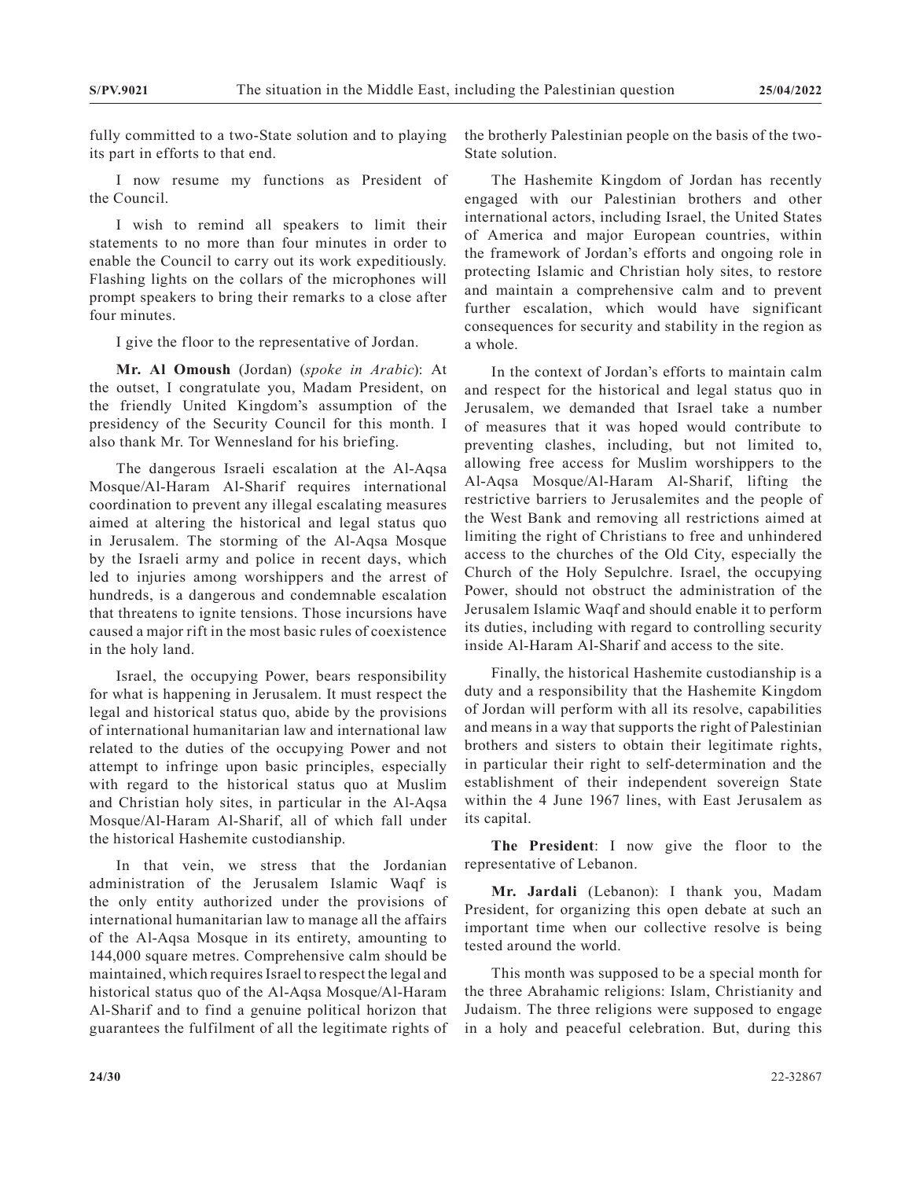fully committed to a two-State solution and to playing its part in efforts to that end.

I now resume my functions as President of the Council.

I wish to remind all speakers to limit their statements to no more than four minutes in order to enable the Council to carry out its work expeditiously. Flashing lights on the collars of the microphones will prompt speakers to bring their remarks to a close after four minutes.

I give the floor to the representative of Jordan.

**Mr. Al Omoush** (Jordan) (*spoke in Arabic*): At the outset, I congratulate you, Madam President, on the friendly United Kingdom's assumption of the presidency of the Security Council for this month. I also thank Mr. Tor Wennesland for his briefing.

The dangerous Israeli escalation at the Al-Aqsa Mosque/Al-Haram Al-Sharif requires international coordination to prevent any illegal escalating measures aimed at altering the historical and legal status quo in Jerusalem. The storming of the Al-Aqsa Mosque by the Israeli army and police in recent days, which led to injuries among worshippers and the arrest of hundreds, is a dangerous and condemnable escalation that threatens to ignite tensions. Those incursions have caused a major rift in the most basic rules of coexistence in the holy land.

Israel, the occupying Power, bears responsibility for what is happening in Jerusalem. It must respect the legal and historical status quo, abide by the provisions of international humanitarian law and international law related to the duties of the occupying Power and not attempt to infringe upon basic principles, especially with regard to the historical status quo at Muslim and Christian holy sites, in particular in the Al-Aqsa Mosque/Al-Haram Al-Sharif, all of which fall under the historical Hashemite custodianship.

In that vein, we stress that the Jordanian administration of the Jerusalem Islamic Waqf is the only entity authorized under the provisions of international humanitarian law to manage all the affairs of the Al-Aqsa Mosque in its entirety, amounting to 144,000 square metres. Comprehensive calm should be maintained, which requires Israel to respect the legal and historical status quo of the Al-Aqsa Mosque/Al-Haram Al-Sharif and to find a genuine political horizon that guarantees the fulfilment of all the legitimate rights of the brotherly Palestinian people on the basis of the two-State solution.

The Hashemite Kingdom of Jordan has recently engaged with our Palestinian brothers and other international actors, including Israel, the United States of America and major European countries, within the framework of Jordan's efforts and ongoing role in protecting Islamic and Christian holy sites, to restore and maintain a comprehensive calm and to prevent further escalation, which would have significant consequences for security and stability in the region as a whole.

In the context of Jordan's efforts to maintain calm and respect for the historical and legal status quo in Jerusalem, we demanded that Israel take a number of measures that it was hoped would contribute to preventing clashes, including, but not limited to, allowing free access for Muslim worshippers to the Al-Aqsa Mosque/Al-Haram Al-Sharif, lifting the restrictive barriers to Jerusalemites and the people of the West Bank and removing all restrictions aimed at limiting the right of Christians to free and unhindered access to the churches of the Old City, especially the Church of the Holy Sepulchre. Israel, the occupying Power, should not obstruct the administration of the Jerusalem Islamic Waqf and should enable it to perform its duties, including with regard to controlling security inside Al-Haram Al-Sharif and access to the site.

Finally, the historical Hashemite custodianship is a duty and a responsibility that the Hashemite Kingdom of Jordan will perform with all its resolve, capabilities and means in a way that supports the right of Palestinian brothers and sisters to obtain their legitimate rights, in particular their right to self-determination and the establishment of their independent sovereign State within the 4 June 1967 lines, with East Jerusalem as its capital.

**The President**: I now give the floor to the representative of Lebanon.

**Mr. Jardali** (Lebanon): I thank you, Madam President, for organizing this open debate at such an important time when our collective resolve is being tested around the world.

This month was supposed to be a special month for the three Abrahamic religions: Islam, Christianity and Judaism. The three religions were supposed to engage in a holy and peaceful celebration. But, during this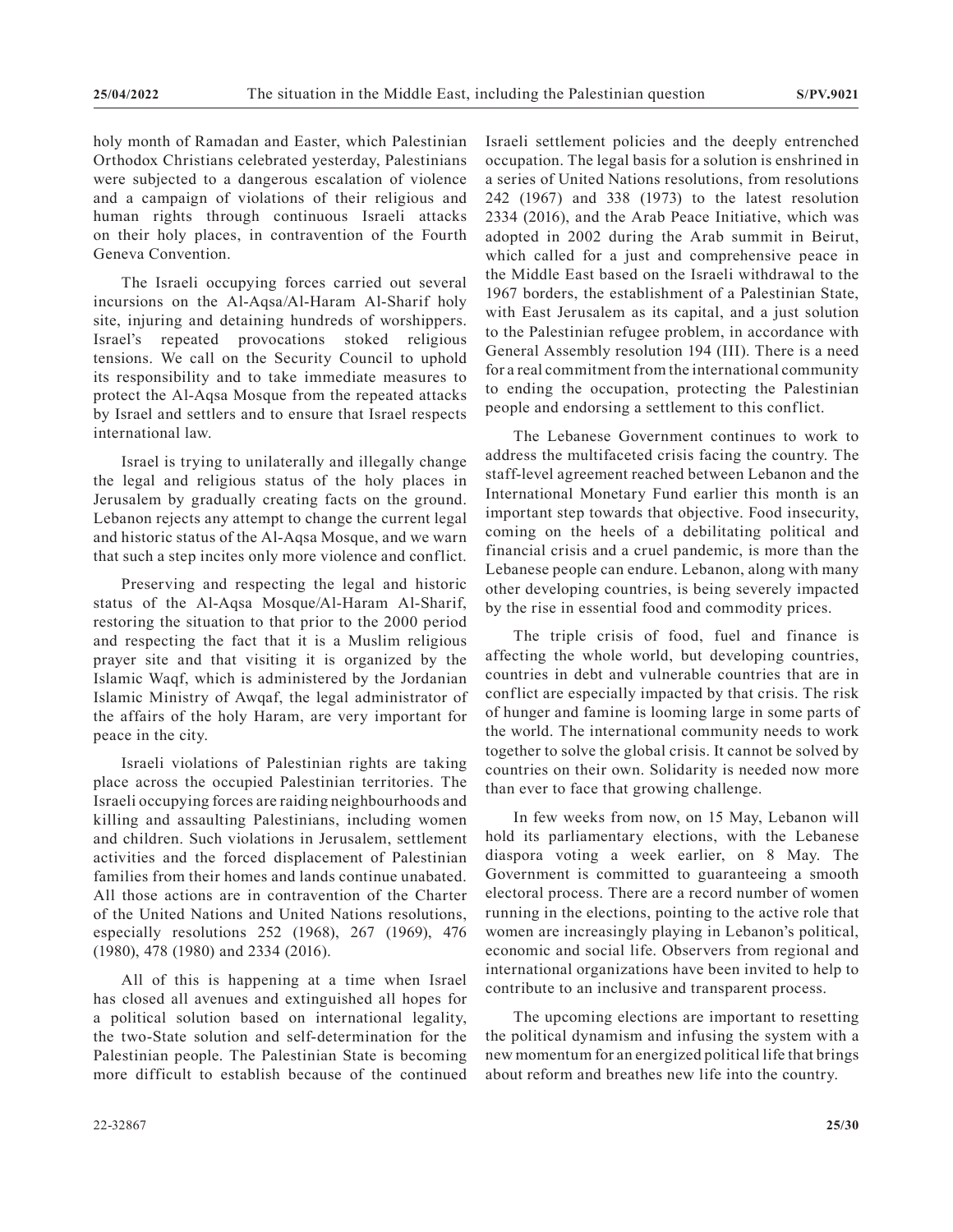holy month of Ramadan and Easter, which Palestinian Orthodox Christians celebrated yesterday, Palestinians were subjected to a dangerous escalation of violence and a campaign of violations of their religious and human rights through continuous Israeli attacks on their holy places, in contravention of the Fourth Geneva Convention.

The Israeli occupying forces carried out several incursions on the Al-Aqsa/Al-Haram Al-Sharif holy site, injuring and detaining hundreds of worshippers. Israel's repeated provocations stoked religious tensions. We call on the Security Council to uphold its responsibility and to take immediate measures to protect the Al-Aqsa Mosque from the repeated attacks by Israel and settlers and to ensure that Israel respects international law.

Israel is trying to unilaterally and illegally change the legal and religious status of the holy places in Jerusalem by gradually creating facts on the ground. Lebanon rejects any attempt to change the current legal and historic status of the Al-Aqsa Mosque, and we warn that such a step incites only more violence and conflict.

Preserving and respecting the legal and historic status of the Al-Aqsa Mosque/Al-Haram Al-Sharif, restoring the situation to that prior to the 2000 period and respecting the fact that it is a Muslim religious prayer site and that visiting it is organized by the Islamic Waqf, which is administered by the Jordanian Islamic Ministry of Awqaf, the legal administrator of the affairs of the holy Haram, are very important for peace in the city.

Israeli violations of Palestinian rights are taking place across the occupied Palestinian territories. The Israeli occupying forces are raiding neighbourhoods and killing and assaulting Palestinians, including women and children. Such violations in Jerusalem, settlement activities and the forced displacement of Palestinian families from their homes and lands continue unabated. All those actions are in contravention of the Charter of the United Nations and United Nations resolutions, especially resolutions 252 (1968), 267 (1969), 476 (1980), 478 (1980) and 2334 (2016).

All of this is happening at a time when Israel has closed all avenues and extinguished all hopes for a political solution based on international legality, the two-State solution and self-determination for the Palestinian people. The Palestinian State is becoming more difficult to establish because of the continued Israeli settlement policies and the deeply entrenched occupation. The legal basis for a solution is enshrined in a series of United Nations resolutions, from resolutions 242 (1967) and 338 (1973) to the latest resolution 2334 (2016), and the Arab Peace Initiative, which was adopted in 2002 during the Arab summit in Beirut, which called for a just and comprehensive peace in the Middle East based on the Israeli withdrawal to the 1967 borders, the establishment of a Palestinian State, with East Jerusalem as its capital, and a just solution to the Palestinian refugee problem, in accordance with General Assembly resolution 194 (III). There is a need for a real commitment from the international community to ending the occupation, protecting the Palestinian people and endorsing a settlement to this conflict.

The Lebanese Government continues to work to address the multifaceted crisis facing the country. The staff-level agreement reached between Lebanon and the International Monetary Fund earlier this month is an important step towards that objective. Food insecurity, coming on the heels of a debilitating political and financial crisis and a cruel pandemic, is more than the Lebanese people can endure. Lebanon, along with many other developing countries, is being severely impacted by the rise in essential food and commodity prices.

The triple crisis of food, fuel and finance is affecting the whole world, but developing countries, countries in debt and vulnerable countries that are in conflict are especially impacted by that crisis. The risk of hunger and famine is looming large in some parts of the world. The international community needs to work together to solve the global crisis. It cannot be solved by countries on their own. Solidarity is needed now more than ever to face that growing challenge.

In few weeks from now, on 15 May, Lebanon will hold its parliamentary elections, with the Lebanese diaspora voting a week earlier, on 8 May. The Government is committed to guaranteeing a smooth electoral process. There are a record number of women running in the elections, pointing to the active role that women are increasingly playing in Lebanon's political, economic and social life. Observers from regional and international organizations have been invited to help to contribute to an inclusive and transparent process.

The upcoming elections are important to resetting the political dynamism and infusing the system with a new momentum for an energized political life that brings about reform and breathes new life into the country.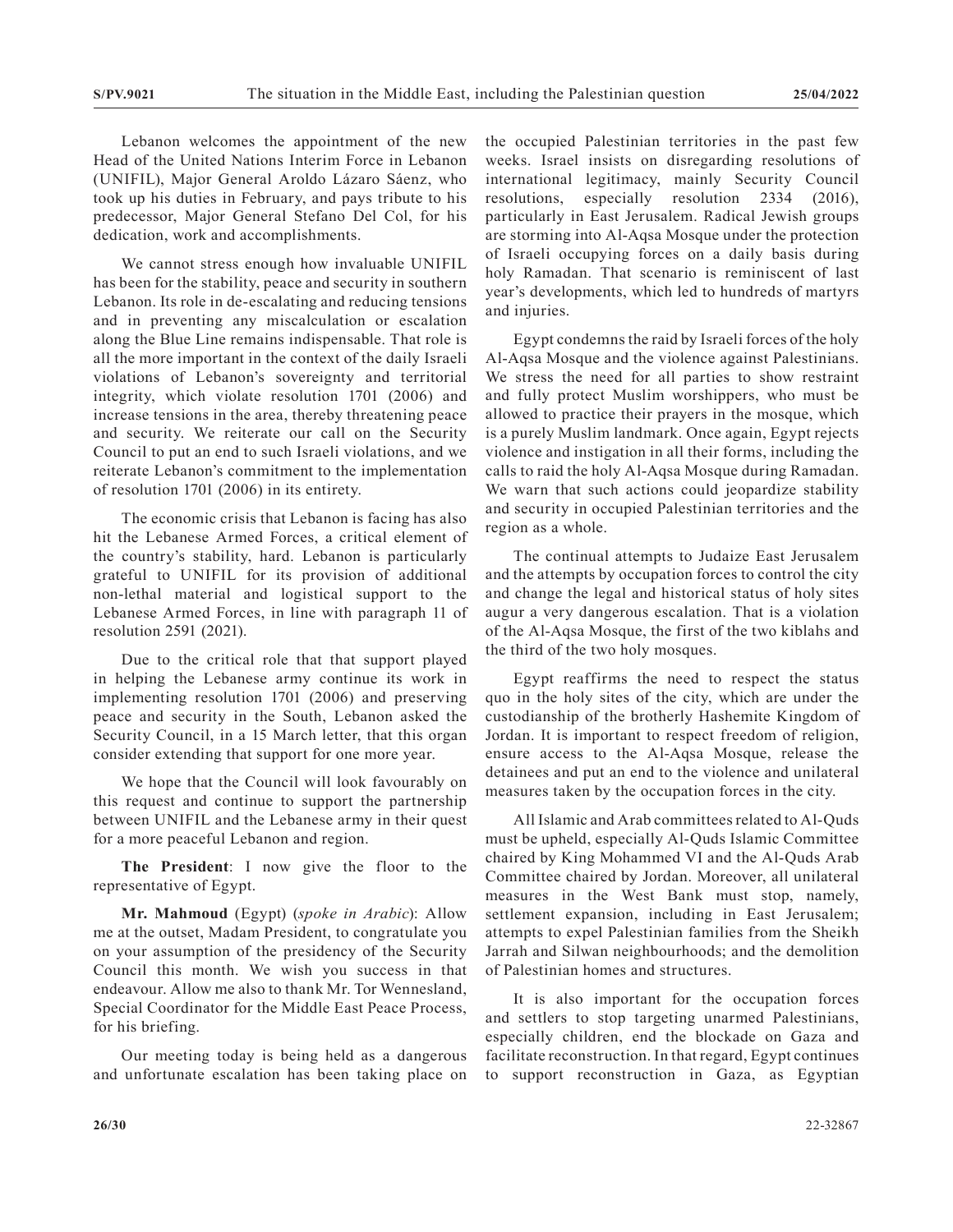Lebanon welcomes the appointment of the new Head of the United Nations Interim Force in Lebanon (UNIFIL), Major General Aroldo Lázaro Sáenz, who took up his duties in February, and pays tribute to his predecessor, Major General Stefano Del Col, for his dedication, work and accomplishments.

We cannot stress enough how invaluable UNIFIL has been for the stability, peace and security in southern Lebanon. Its role in de-escalating and reducing tensions and in preventing any miscalculation or escalation along the Blue Line remains indispensable. That role is all the more important in the context of the daily Israeli violations of Lebanon's sovereignty and territorial integrity, which violate resolution 1701 (2006) and increase tensions in the area, thereby threatening peace and security. We reiterate our call on the Security Council to put an end to such Israeli violations, and we reiterate Lebanon's commitment to the implementation of resolution 1701 (2006) in its entirety.

The economic crisis that Lebanon is facing has also hit the Lebanese Armed Forces, a critical element of the country's stability, hard. Lebanon is particularly grateful to UNIFIL for its provision of additional non-lethal material and logistical support to the Lebanese Armed Forces, in line with paragraph 11 of resolution 2591 (2021).

Due to the critical role that that support played in helping the Lebanese army continue its work in implementing resolution 1701 (2006) and preserving peace and security in the South, Lebanon asked the Security Council, in a 15 March letter, that this organ consider extending that support for one more year.

We hope that the Council will look favourably on this request and continue to support the partnership between UNIFIL and the Lebanese army in their quest for a more peaceful Lebanon and region.

**The President**: I now give the floor to the representative of Egypt.

**Mr. Mahmoud** (Egypt) (*spoke in Arabic*): Allow me at the outset, Madam President, to congratulate you on your assumption of the presidency of the Security Council this month. We wish you success in that endeavour. Allow me also to thank Mr. Tor Wennesland, Special Coordinator for the Middle East Peace Process, for his briefing.

Our meeting today is being held as a dangerous and unfortunate escalation has been taking place on the occupied Palestinian territories in the past few weeks. Israel insists on disregarding resolutions of international legitimacy, mainly Security Council resolutions, especially resolution 2334 (2016), particularly in East Jerusalem. Radical Jewish groups are storming into Al-Aqsa Mosque under the protection of Israeli occupying forces on a daily basis during holy Ramadan. That scenario is reminiscent of last year's developments, which led to hundreds of martyrs and injuries.

Egypt condemns the raid by Israeli forces of the holy Al-Aqsa Mosque and the violence against Palestinians. We stress the need for all parties to show restraint and fully protect Muslim worshippers, who must be allowed to practice their prayers in the mosque, which is a purely Muslim landmark. Once again, Egypt rejects violence and instigation in all their forms, including the calls to raid the holy Al-Aqsa Mosque during Ramadan. We warn that such actions could jeopardize stability and security in occupied Palestinian territories and the region as a whole.

The continual attempts to Judaize East Jerusalem and the attempts by occupation forces to control the city and change the legal and historical status of holy sites augur a very dangerous escalation. That is a violation of the Al-Aqsa Mosque, the first of the two kiblahs and the third of the two holy mosques.

Egypt reaffirms the need to respect the status quo in the holy sites of the city, which are under the custodianship of the brotherly Hashemite Kingdom of Jordan. It is important to respect freedom of religion, ensure access to the Al-Aqsa Mosque, release the detainees and put an end to the violence and unilateral measures taken by the occupation forces in the city.

All Islamic and Arab committees related to Al-Quds must be upheld, especially Al-Quds Islamic Committee chaired by King Mohammed VI and the Al-Quds Arab Committee chaired by Jordan. Moreover, all unilateral measures in the West Bank must stop, namely, settlement expansion, including in East Jerusalem; attempts to expel Palestinian families from the Sheikh Jarrah and Silwan neighbourhoods; and the demolition of Palestinian homes and structures.

It is also important for the occupation forces and settlers to stop targeting unarmed Palestinians, especially children, end the blockade on Gaza and facilitate reconstruction. In that regard, Egypt continues to support reconstruction in Gaza, as Egyptian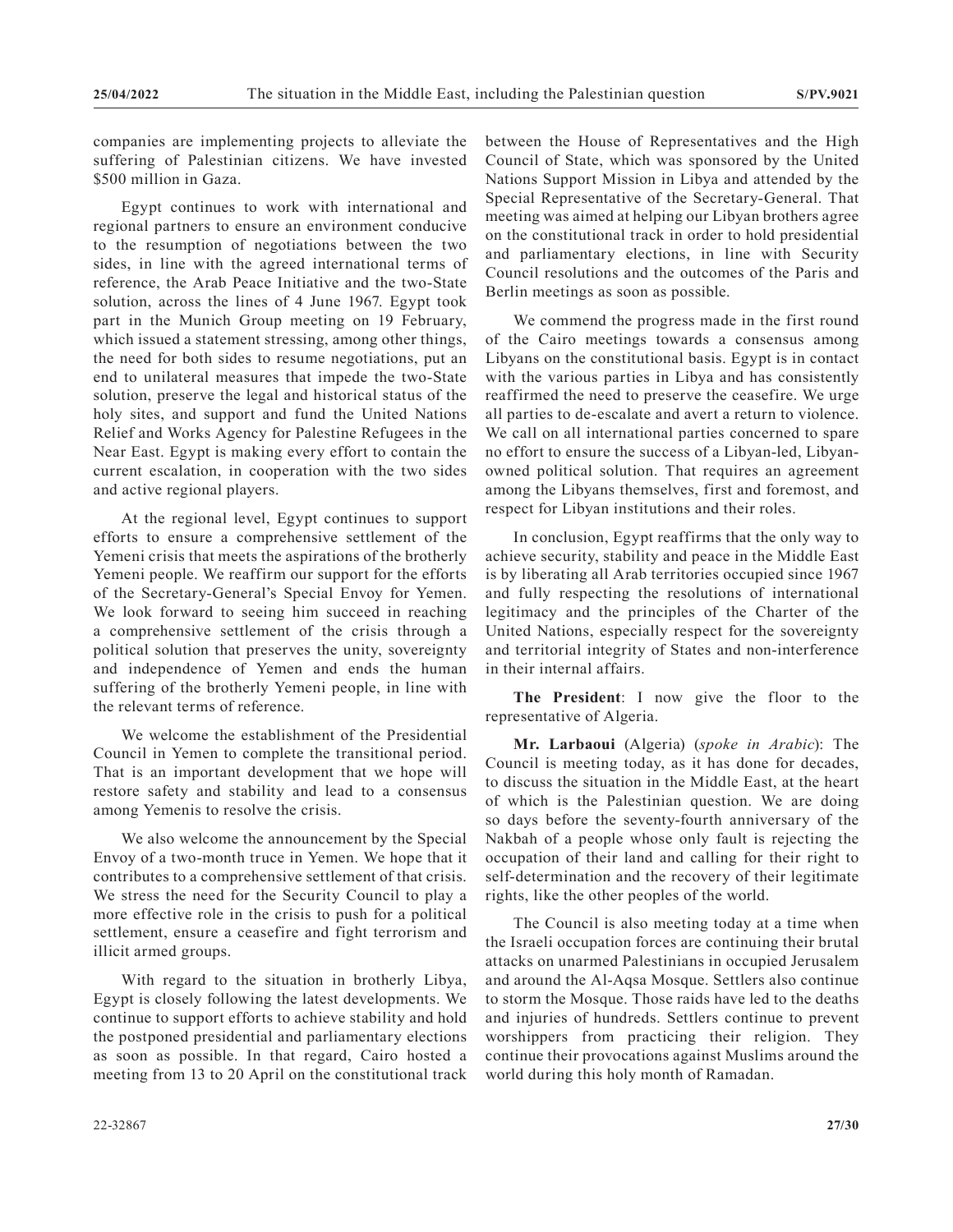companies are implementing projects to alleviate the suffering of Palestinian citizens. We have invested \$500 million in Gaza.

Egypt continues to work with international and regional partners to ensure an environment conducive to the resumption of negotiations between the two sides, in line with the agreed international terms of reference, the Arab Peace Initiative and the two-State solution, across the lines of 4 June 1967. Egypt took part in the Munich Group meeting on 19 February, which issued a statement stressing, among other things, the need for both sides to resume negotiations, put an end to unilateral measures that impede the two-State solution, preserve the legal and historical status of the holy sites, and support and fund the United Nations Relief and Works Agency for Palestine Refugees in the Near East. Egypt is making every effort to contain the current escalation, in cooperation with the two sides and active regional players.

At the regional level, Egypt continues to support efforts to ensure a comprehensive settlement of the Yemeni crisis that meets the aspirations of the brotherly Yemeni people. We reaffirm our support for the efforts of the Secretary-General's Special Envoy for Yemen. We look forward to seeing him succeed in reaching a comprehensive settlement of the crisis through a political solution that preserves the unity, sovereignty and independence of Yemen and ends the human suffering of the brotherly Yemeni people, in line with the relevant terms of reference.

We welcome the establishment of the Presidential Council in Yemen to complete the transitional period. That is an important development that we hope will restore safety and stability and lead to a consensus among Yemenis to resolve the crisis.

We also welcome the announcement by the Special Envoy of a two-month truce in Yemen. We hope that it contributes to a comprehensive settlement of that crisis. We stress the need for the Security Council to play a more effective role in the crisis to push for a political settlement, ensure a ceasefire and fight terrorism and illicit armed groups.

With regard to the situation in brotherly Libya, Egypt is closely following the latest developments. We continue to support efforts to achieve stability and hold the postponed presidential and parliamentary elections as soon as possible. In that regard, Cairo hosted a meeting from 13 to 20 April on the constitutional track between the House of Representatives and the High Council of State, which was sponsored by the United Nations Support Mission in Libya and attended by the Special Representative of the Secretary-General. That meeting was aimed at helping our Libyan brothers agree on the constitutional track in order to hold presidential and parliamentary elections, in line with Security Council resolutions and the outcomes of the Paris and Berlin meetings as soon as possible.

We commend the progress made in the first round of the Cairo meetings towards a consensus among Libyans on the constitutional basis. Egypt is in contact with the various parties in Libya and has consistently reaffirmed the need to preserve the ceasefire. We urge all parties to de-escalate and avert a return to violence. We call on all international parties concerned to spare no effort to ensure the success of a Libyan-led, Libyan-owned political solution. That requires an agreement among the Libyans themselves, first and foremost, and respect for Libyan institutions and their roles.

In conclusion, Egypt reaffirms that the only way to achieve security, stability and peace in the Middle East is by liberating all Arab territories occupied since 1967 and fully respecting the resolutions of international legitimacy and the principles of the Charter of the United Nations, especially respect for the sovereignty and territorial integrity of States and non-interference in their internal affairs.

**The President**: I now give the floor to the representative of Algeria.

**Mr. Larbaoui** (Algeria) (*spoke in Arabic*): The Council is meeting today, as it has done for decades, to discuss the situation in the Middle East, at the heart of which is the Palestinian question. We are doing so days before the seventy-fourth anniversary of the Nakbah of a people whose only fault is rejecting the occupation of their land and calling for their right to self-determination and the recovery of their legitimate rights, like the other peoples of the world.

The Council is also meeting today at a time when the Israeli occupation forces are continuing their brutal attacks on unarmed Palestinians in occupied Jerusalem and around the Al-Aqsa Mosque. Settlers also continue to storm the Mosque. Those raids have led to the deaths and injuries of hundreds. Settlers continue to prevent worshippers from practicing their religion. They continue their provocations against Muslims around the world during this holy month of Ramadan.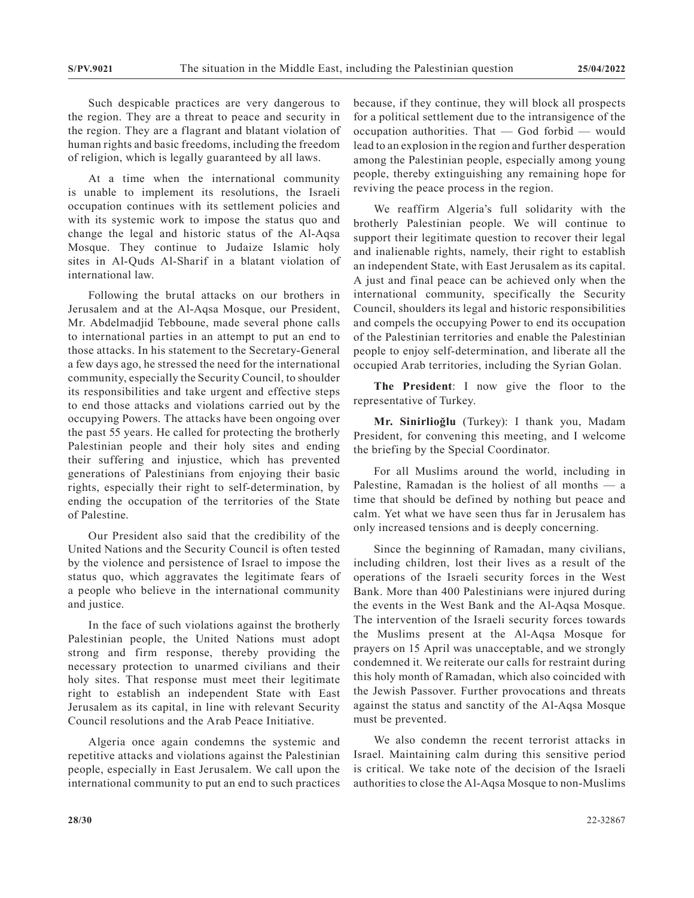Such despicable practices are very dangerous to the region. They are a threat to peace and security in the region. They are a flagrant and blatant violation of human rights and basic freedoms, including the freedom of religion, which is legally guaranteed by all laws.

At a time when the international community is unable to implement its resolutions, the Israeli occupation continues with its settlement policies and with its systemic work to impose the status quo and change the legal and historic status of the Al-Aqsa Mosque. They continue to Judaize Islamic holy sites in Al-Quds Al-Sharif in a blatant violation of international law.

Following the brutal attacks on our brothers in Jerusalem and at the Al-Aqsa Mosque, our President, Mr. Abdelmadjid Tebboune, made several phone calls to international parties in an attempt to put an end to those attacks. In his statement to the Secretary-General a few days ago, he stressed the need for the international community, especially the Security Council, to shoulder its responsibilities and take urgent and effective steps to end those attacks and violations carried out by the occupying Powers. The attacks have been ongoing over the past 55 years. He called for protecting the brotherly Palestinian people and their holy sites and ending their suffering and injustice, which has prevented generations of Palestinians from enjoying their basic rights, especially their right to self-determination, by ending the occupation of the territories of the State of Palestine.

Our President also said that the credibility of the United Nations and the Security Council is often tested by the violence and persistence of Israel to impose the status quo, which aggravates the legitimate fears of a people who believe in the international community and justice.

In the face of such violations against the brotherly Palestinian people, the United Nations must adopt strong and firm response, thereby providing the necessary protection to unarmed civilians and their holy sites. That response must meet their legitimate right to establish an independent State with East Jerusalem as its capital, in line with relevant Security Council resolutions and the Arab Peace Initiative.

Algeria once again condemns the systemic and repetitive attacks and violations against the Palestinian people, especially in East Jerusalem. We call upon the international community to put an end to such practices because, if they continue, they will block all prospects for a political settlement due to the intransigence of the occupation authorities. That — God forbid — would lead to an explosion in the region and further desperation among the Palestinian people, especially among young people, thereby extinguishing any remaining hope for reviving the peace process in the region.

We reaffirm Algeria's full solidarity with the brotherly Palestinian people. We will continue to support their legitimate question to recover their legal and inalienable rights, namely, their right to establish an independent State, with East Jerusalem as its capital. A just and final peace can be achieved only when the international community, specifically the Security Council, shoulders its legal and historic responsibilities and compels the occupying Power to end its occupation of the Palestinian territories and enable the Palestinian people to enjoy self-determination, and liberate all the occupied Arab territories, including the Syrian Golan.

**The President**: I now give the floor to the representative of Turkey.

**Mr. Sinirlioğlu** (Turkey): I thank you, Madam President, for convening this meeting, and I welcome the briefing by the Special Coordinator.

For all Muslims around the world, including in Palestine, Ramadan is the holiest of all months — a time that should be defined by nothing but peace and calm. Yet what we have seen thus far in Jerusalem has only increased tensions and is deeply concerning.

Since the beginning of Ramadan, many civilians, including children, lost their lives as a result of the operations of the Israeli security forces in the West Bank. More than 400 Palestinians were injured during the events in the West Bank and the Al-Aqsa Mosque. The intervention of the Israeli security forces towards the Muslims present at the Al-Aqsa Mosque for prayers on 15 April was unacceptable, and we strongly condemned it. We reiterate our calls for restraint during this holy month of Ramadan, which also coincided with the Jewish Passover. Further provocations and threats against the status and sanctity of the Al-Aqsa Mosque must be prevented.

We also condemn the recent terrorist attacks in Israel. Maintaining calm during this sensitive period is critical. We take note of the decision of the Israeli authorities to close the Al-Aqsa Mosque to non-Muslims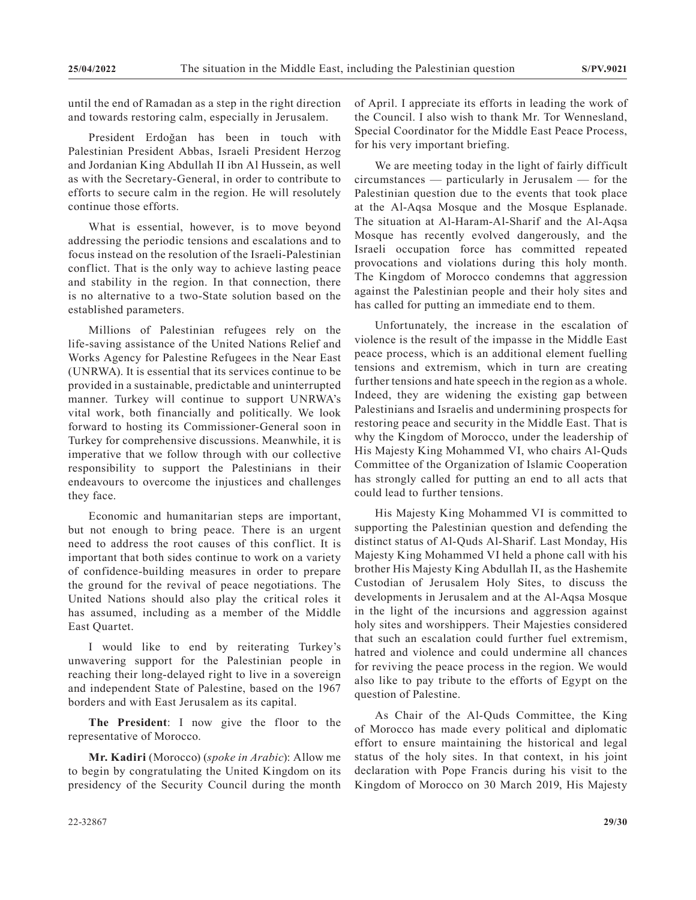until the end of Ramadan as a step in the right direction and towards restoring calm, especially in Jerusalem.

President Erdoğan has been in touch with Palestinian President Abbas, Israeli President Herzog and Jordanian King Abdullah II ibn Al Hussein, as well as with the Secretary-General, in order to contribute to efforts to secure calm in the region. He will resolutely continue those efforts.

What is essential, however, is to move beyond addressing the periodic tensions and escalations and to focus instead on the resolution of the Israeli-Palestinian conflict. That is the only way to achieve lasting peace and stability in the region. In that connection, there is no alternative to a two-State solution based on the established parameters.

Millions of Palestinian refugees rely on the life-saving assistance of the United Nations Relief and Works Agency for Palestine Refugees in the Near East (UNRWA). It is essential that its services continue to be provided in a sustainable, predictable and uninterrupted manner. Turkey will continue to support UNRWA's vital work, both financially and politically. We look forward to hosting its Commissioner-General soon in Turkey for comprehensive discussions. Meanwhile, it is imperative that we follow through with our collective responsibility to support the Palestinians in their endeavours to overcome the injustices and challenges they face.

Economic and humanitarian steps are important, but not enough to bring peace. There is an urgent need to address the root causes of this conflict. It is important that both sides continue to work on a variety of confidence-building measures in order to prepare the ground for the revival of peace negotiations. The United Nations should also play the critical roles it has assumed, including as a member of the Middle East Quartet.

I would like to end by reiterating Turkey's unwavering support for the Palestinian people in reaching their long-delayed right to live in a sovereign and independent State of Palestine, based on the 1967 borders and with East Jerusalem as its capital.

**The President**: I now give the floor to the representative of Morocco.

**Mr. Kadiri** (Morocco) (*spoke in Arabic*): Allow me to begin by congratulating the United Kingdom on its presidency of the Security Council during the month of April. I appreciate its efforts in leading the work of the Council. I also wish to thank Mr. Tor Wennesland, Special Coordinator for the Middle East Peace Process, for his very important briefing.

We are meeting today in the light of fairly difficult circumstances — particularly in Jerusalem — for the Palestinian question due to the events that took place at the Al-Aqsa Mosque and the Mosque Esplanade. The situation at Al-Haram-Al-Sharif and the Al-Aqsa Mosque has recently evolved dangerously, and the Israeli occupation force has committed repeated provocations and violations during this holy month. The Kingdom of Morocco condemns that aggression against the Palestinian people and their holy sites and has called for putting an immediate end to them.

Unfortunately, the increase in the escalation of violence is the result of the impasse in the Middle East peace process, which is an additional element fuelling tensions and extremism, which in turn are creating further tensions and hate speech in the region as a whole. Indeed, they are widening the existing gap between Palestinians and Israelis and undermining prospects for restoring peace and security in the Middle East. That is why the Kingdom of Morocco, under the leadership of His Majesty King Mohammed VI, who chairs Al-Quds Committee of the Organization of Islamic Cooperation has strongly called for putting an end to all acts that could lead to further tensions.

His Majesty King Mohammed VI is committed to supporting the Palestinian question and defending the distinct status of Al-Quds Al-Sharif. Last Monday, His Majesty King Mohammed VI held a phone call with his brother His Majesty King Abdullah II, as the Hashemite Custodian of Jerusalem Holy Sites, to discuss the developments in Jerusalem and at the Al-Aqsa Mosque in the light of the incursions and aggression against holy sites and worshippers. Their Majesties considered that such an escalation could further fuel extremism, hatred and violence and could undermine all chances for reviving the peace process in the region. We would also like to pay tribute to the efforts of Egypt on the question of Palestine.

As Chair of the Al-Quds Committee, the King of Morocco has made every political and diplomatic effort to ensure maintaining the historical and legal status of the holy sites. In that context, in his joint declaration with Pope Francis during his visit to the Kingdom of Morocco on 30 March 2019, His Majesty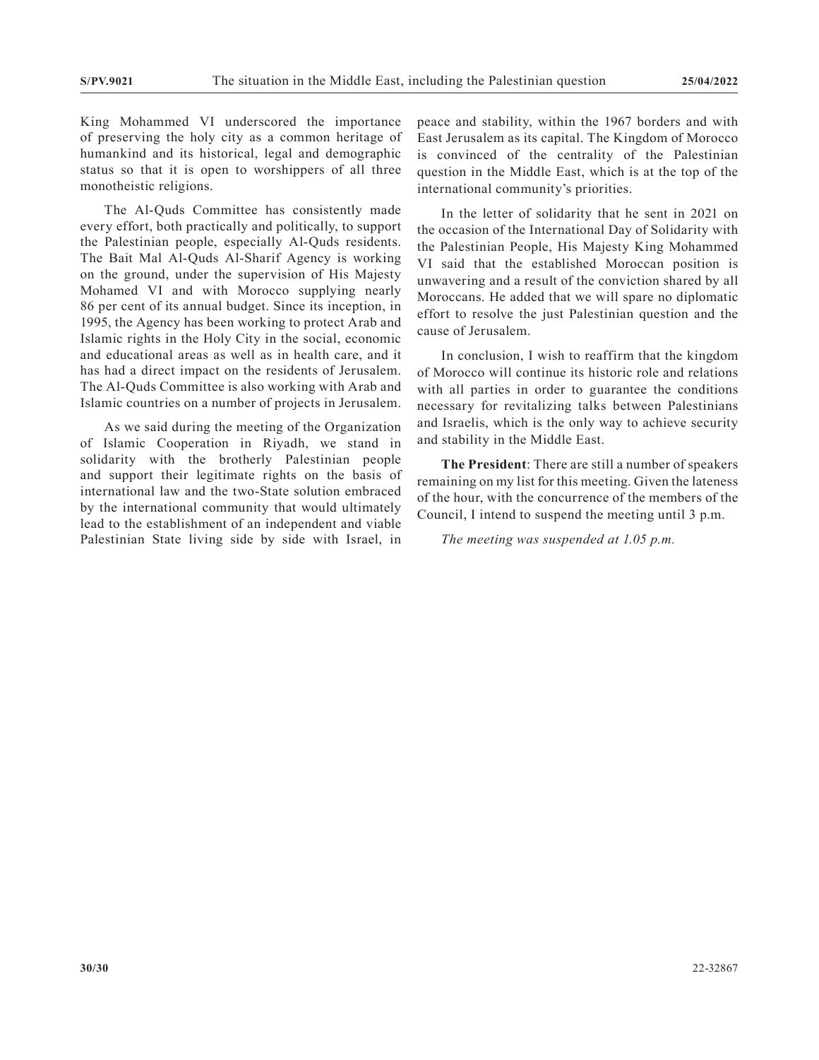King Mohammed VI underscored the importance of preserving the holy city as a common heritage of humankind and its historical, legal and demographic status so that it is open to worshippers of all three monotheistic religions.

The Al-Quds Committee has consistently made every effort, both practically and politically, to support the Palestinian people, especially Al-Quds residents. The Bait Mal Al-Quds Al-Sharif Agency is working on the ground, under the supervision of His Majesty Mohamed VI and with Morocco supplying nearly 86 per cent of its annual budget. Since its inception, in 1995, the Agency has been working to protect Arab and Islamic rights in the Holy City in the social, economic and educational areas as well as in health care, and it has had a direct impact on the residents of Jerusalem. The Al-Quds Committee is also working with Arab and Islamic countries on a number of projects in Jerusalem.

As we said during the meeting of the Organization of Islamic Cooperation in Riyadh, we stand in solidarity with the brotherly Palestinian people and support their legitimate rights on the basis of international law and the two-State solution embraced by the international community that would ultimately lead to the establishment of an independent and viable Palestinian State living side by side with Israel, in peace and stability, within the 1967 borders and with East Jerusalem as its capital. The Kingdom of Morocco is convinced of the centrality of the Palestinian question in the Middle East, which is at the top of the international community's priorities.

In the letter of solidarity that he sent in 2021 on the occasion of the International Day of Solidarity with the Palestinian People, His Majesty King Mohammed VI said that the established Moroccan position is unwavering and a result of the conviction shared by all Moroccans. He added that we will spare no diplomatic effort to resolve the just Palestinian question and the cause of Jerusalem.

In conclusion, I wish to reaffirm that the kingdom of Morocco will continue its historic role and relations with all parties in order to guarantee the conditions necessary for revitalizing talks between Palestinians and Israelis, which is the only way to achieve security and stability in the Middle East.

**The President**: There are still a number of speakers remaining on my list for this meeting. Given the lateness of the hour, with the concurrence of the members of the Council, I intend to suspend the meeting until 3 p.m.

*The meeting was suspended at 1.05 p.m.*